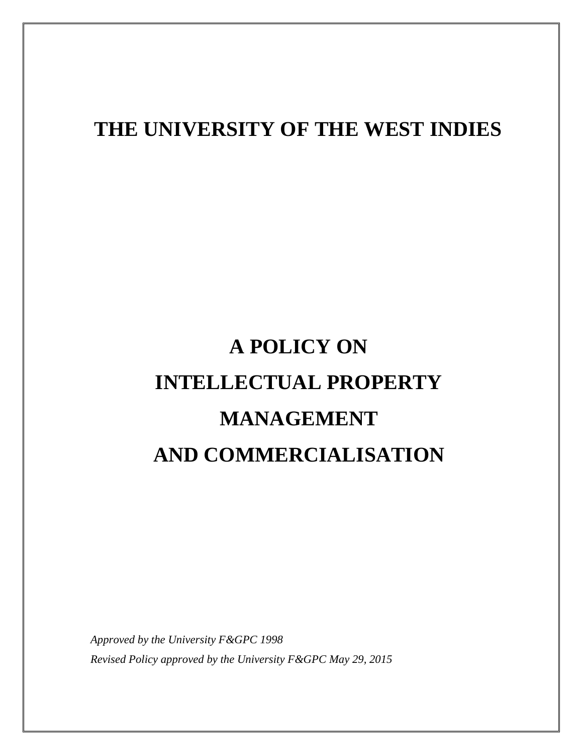# THE UNIVERSITY OF THE WEST INDIES

# A POLICY ON INTELLECTUAL PROPERTY MANAGEMENT AND COMMERCIALISATION

*Approved by the University F&GPC 1998*

*Revised Policy approved by the University F&GPC May 29, 2015*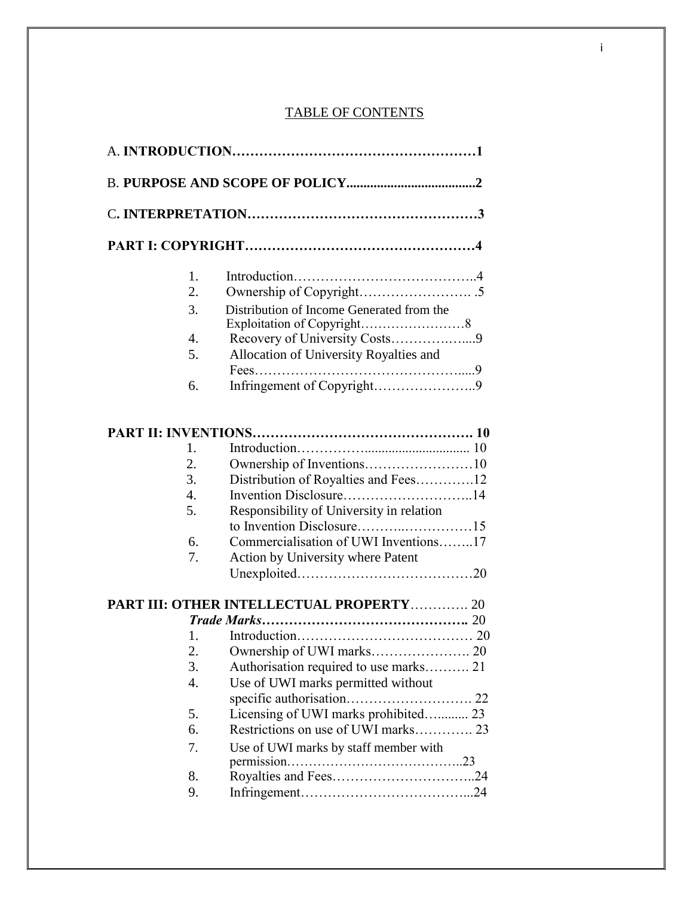# TABLE OF CONTENTS

A. **INTRODUCTION……………………………………………1**

B. **PURPOSE AND SCOPE OF POLICY......................................2**

C**. INTERPRETATION…………………………………………3**

**PART I: COPYRIGHT…………………………………………4**

1. Introduction…………………………………..4
2. Ownership of Copyright……………………. .5
3. Distribution of Income Generated from the Exploitation of Copyright……………………8
4. Recovery of University Costs……………….....9
5. Allocation of University Royalties and Fees………………………………………….....9
6. Infringement of Copyright…………………..9

**PART II: INVENTIONS…………………………………………. 10**

1. Introduction……………............................... 10
2. Ownership of Inventions……………………10
3. Distribution of Royalties and Fees………….12
4. Invention Disclosure………………………..14
5. Responsibility of University in relation to Invention Disclosure………..……………15
6. Commercialisation of UWI Inventions……..17
7. Action by University where Patent Unexploited…………………………………20

**PART III: OTHER INTELLECTUAL PROPERTY**…………. 20

***Trade Marks*……………………………………….** 20

1. Introduction………………………………… 20
2. Ownership of UWI marks………………….. 20
3. Authorisation required to use marks………. 21
4. Use of UWI marks permitted without specific authorisation………………………. 22
5. Licensing of UWI marks prohibited…......... 23
6. Restrictions on use of UWI marks…………. 23
7. Use of UWI marks by staff member with permission…………………………………..23
8. Royalties and Fees…………………………..24
9. Infringement………………………………...24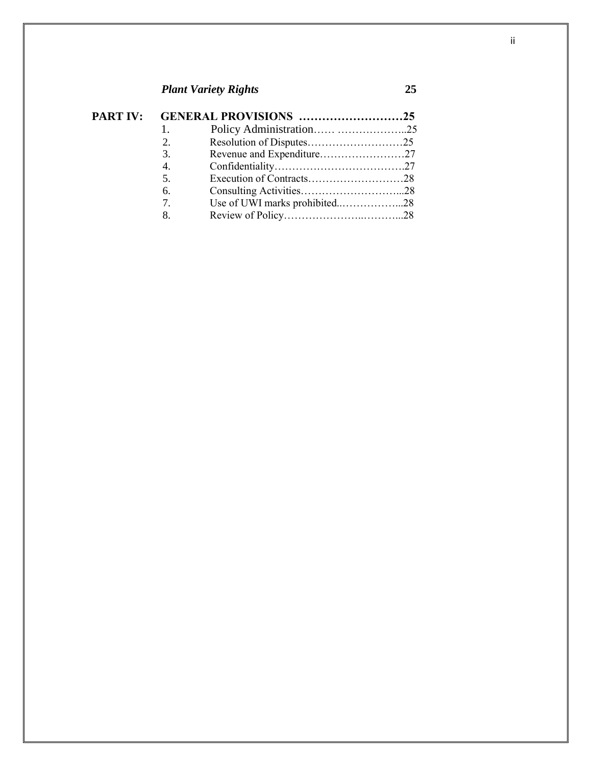*Plant Variety Rights* 25

**PART IV: GENERAL PROVISIONS ………………………25**

1. Policy Administration…… ………………..25
2. Resolution of Disputes………………………25
3. Revenue and Expenditure……………………27
4. Confidentiality……………………………….27
5. Execution of Contracts………………………28
6. Consulting Activities………………………...28
7. Use of UWI marks prohibited..……………...28
8. Review of Policy………………….………...28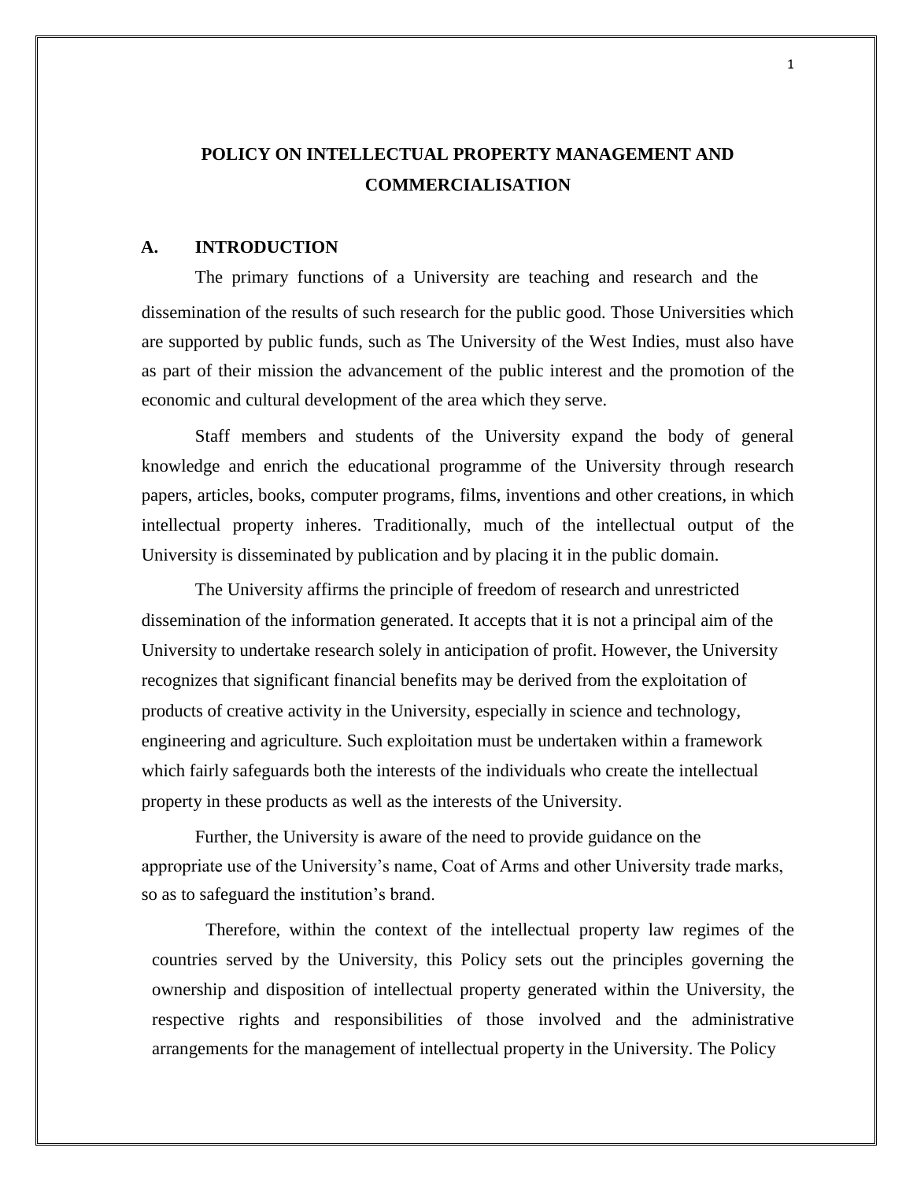# POLICY ON INTELLECTUAL PROPERTY MANAGEMENT AND COMMERCIALISATION

## A. INTRODUCTION

The primary functions of a University are teaching and research and the dissemination of the results of such research for the public good. Those Universities which are supported by public funds, such as The University of the West Indies, must also have as part of their mission the advancement of the public interest and the promotion of the economic and cultural development of the area which they serve.

Staff members and students of the University expand the body of general knowledge and enrich the educational programme of the University through research papers, articles, books, computer programs, films, inventions and other creations, in which intellectual property inheres. Traditionally, much of the intellectual output of the University is disseminated by publication and by placing it in the public domain.

The University affirms the principle of freedom of research and unrestricted dissemination of the information generated. It accepts that it is not a principal aim of the University to undertake research solely in anticipation of profit. However, the University recognizes that significant financial benefits may be derived from the exploitation of products of creative activity in the University, especially in science and technology, engineering and agriculture. Such exploitation must be undertaken within a framework which fairly safeguards both the interests of the individuals who create the intellectual property in these products as well as the interests of the University.

Further, the University is aware of the need to provide guidance on the appropriate use of the University's name, Coat of Arms and other University trade marks, so as to safeguard the institution's brand.

Therefore, within the context of the intellectual property law regimes of the countries served by the University, this Policy sets out the principles governing the ownership and disposition of intellectual property generated within the University, the respective rights and responsibilities of those involved and the administrative arrangements for the management of intellectual property in the University. The Policy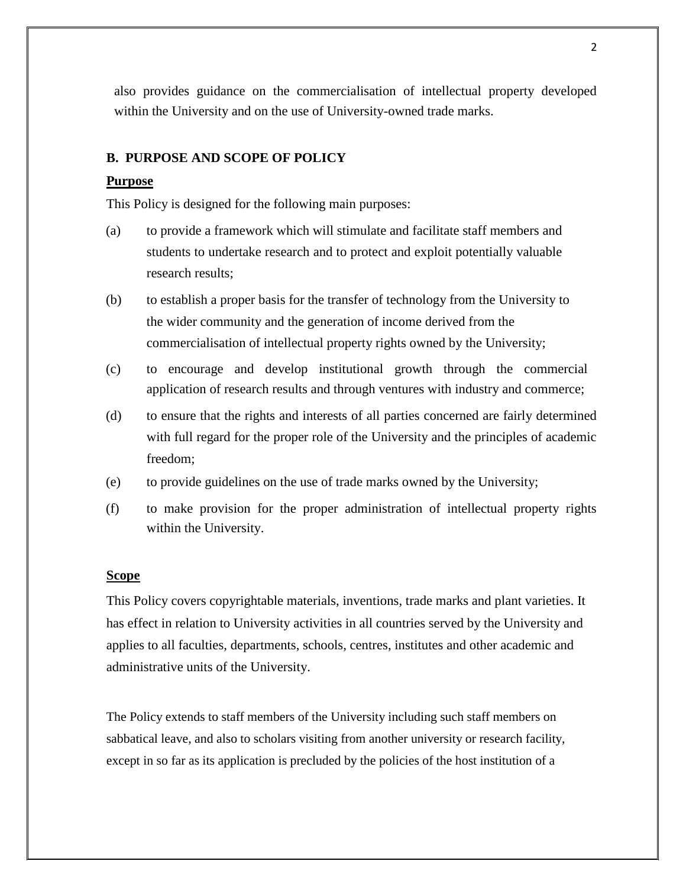also provides guidance on the commercialisation of intellectual property developed within the University and on the use of University-owned trade marks.

## B. PURPOSE AND SCOPE OF POLICY

### Purpose

This Policy is designed for the following main purposes:

(a) to provide a framework which will stimulate and facilitate staff members and students to undertake research and to protect and exploit potentially valuable research results;

(b) to establish a proper basis for the transfer of technology from the University to the wider community and the generation of income derived from the commercialisation of intellectual property rights owned by the University;

(c) to encourage and develop institutional growth through the commercial application of research results and through ventures with industry and commerce;

(d) to ensure that the rights and interests of all parties concerned are fairly determined with full regard for the proper role of the University and the principles of academic freedom;

(e) to provide guidelines on the use of trade marks owned by the University;

(f) to make provision for the proper administration of intellectual property rights within the University.

### Scope

This Policy covers copyrightable materials, inventions, trade marks and plant varieties. It has effect in relation to University activities in all countries served by the University and applies to all faculties, departments, schools, centres, institutes and other academic and administrative units of the University.

The Policy extends to staff members of the University including such staff members on sabbatical leave, and also to scholars visiting from another university or research facility, except in so far as its application is precluded by the policies of the host institution of a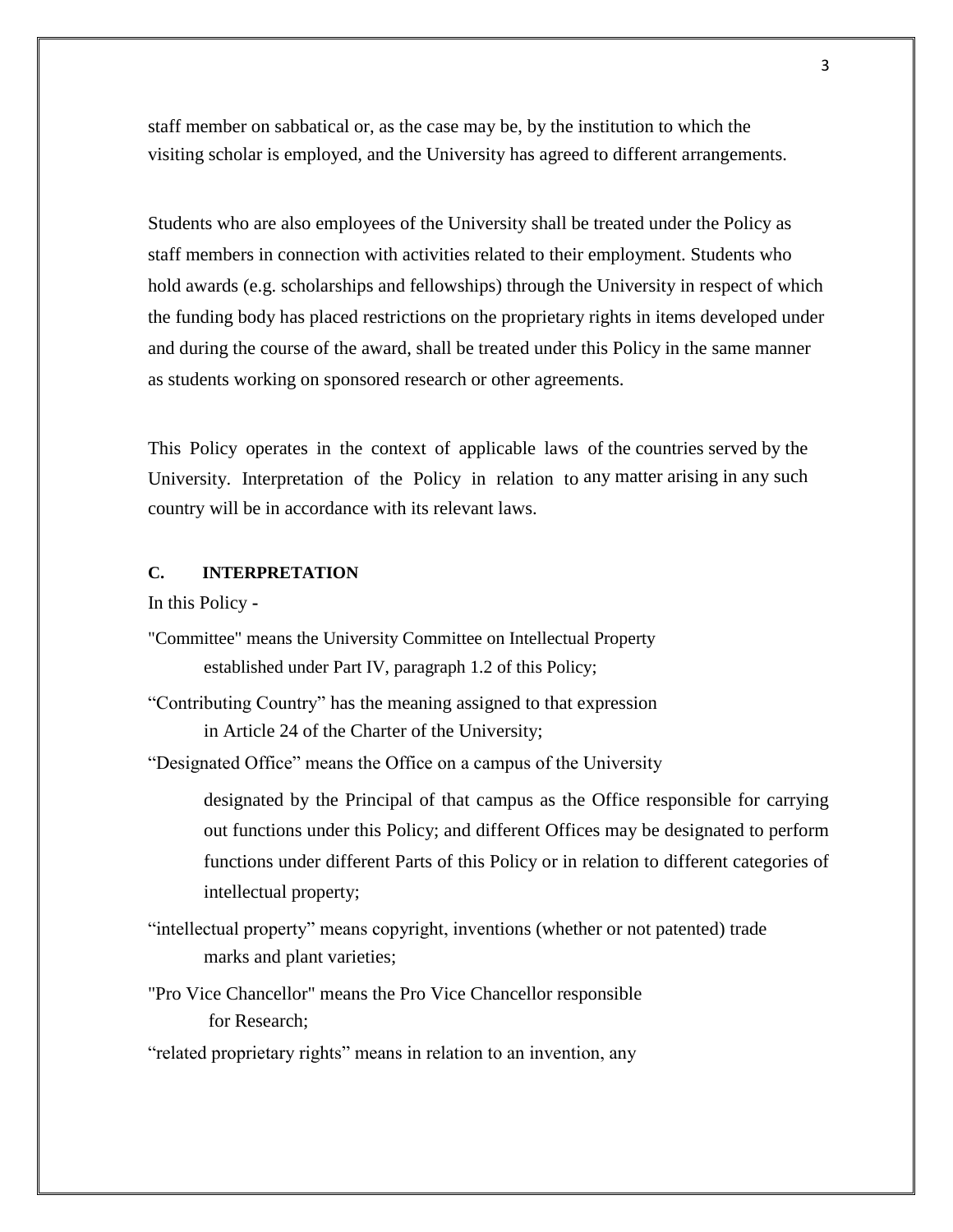staff member on sabbatical or, as the case may be, by the institution to which the visiting scholar is employed, and the University has agreed to different arrangements.

Students who are also employees of the University shall be treated under the Policy as staff members in connection with activities related to their employment. Students who hold awards (e.g. scholarships and fellowships) through the University in respect of which the funding body has placed restrictions on the proprietary rights in items developed under and during the course of the award, shall be treated under this Policy in the same manner as students working on sponsored research or other agreements.

This Policy operates in the context of applicable laws of the countries served by the University. Interpretation of the Policy in relation to any matter arising in any such country will be in accordance with its relevant laws.

## C. INTERPRETATION

In this Policy -

"Committee" means the University Committee on Intellectual Property established under Part IV, paragraph 1.2 of this Policy;

"Contributing Country" has the meaning assigned to that expression in Article 24 of the Charter of the University;

"Designated Office" means the Office on a campus of the University designated by the Principal of that campus as the Office responsible for carrying out functions under this Policy; and different Offices may be designated to perform functions under different Parts of this Policy or in relation to different categories of intellectual property;

"intellectual property" means copyright, inventions (whether or not patented) trade marks and plant varieties;

"Pro Vice Chancellor" means the Pro Vice Chancellor responsible for Research;

"related proprietary rights" means in relation to an invention, any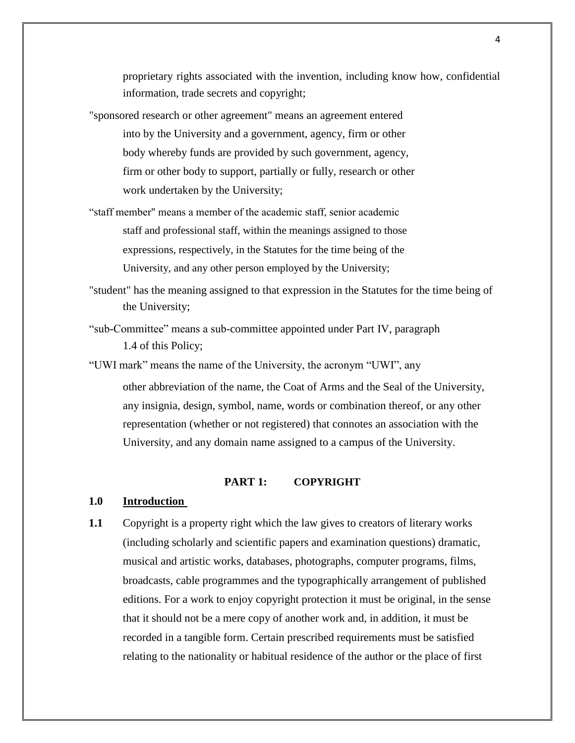proprietary rights associated with the invention, including know how, confidential information, trade secrets and copyright;

"sponsored research or other agreement" means an agreement entered into by the University and a government, agency, firm or other body whereby funds are provided by such government, agency, firm or other body to support, partially or fully, research or other work undertaken by the University;

"staff member" means a member of the academic staff, senior academic staff and professional staff, within the meanings assigned to those expressions, respectively, in the Statutes for the time being of the University, and any other person employed by the University;

"student" has the meaning assigned to that expression in the Statutes for the time being of the University;

"sub-Committee" means a sub-committee appointed under Part IV, paragraph 1.4 of this Policy;

"UWI mark" means the name of the University, the acronym "UWI", any other abbreviation of the name, the Coat of Arms and the Seal of the University, any insignia, design, symbol, name, words or combination thereof, or any other representation (whether or not registered) that connotes an association with the University, and any domain name assigned to a campus of the University.

## PART 1: COPYRIGHT

### 1.0 Introduction

**1.1** Copyright is a property right which the law gives to creators of literary works (including scholarly and scientific papers and examination questions) dramatic, musical and artistic works, databases, photographs, computer programs, films, broadcasts, cable programmes and the typographically arrangement of published editions. For a work to enjoy copyright protection it must be original, in the sense that it should not be a mere copy of another work and, in addition, it must be recorded in a tangible form. Certain prescribed requirements must be satisfied relating to the nationality or habitual residence of the author or the place of first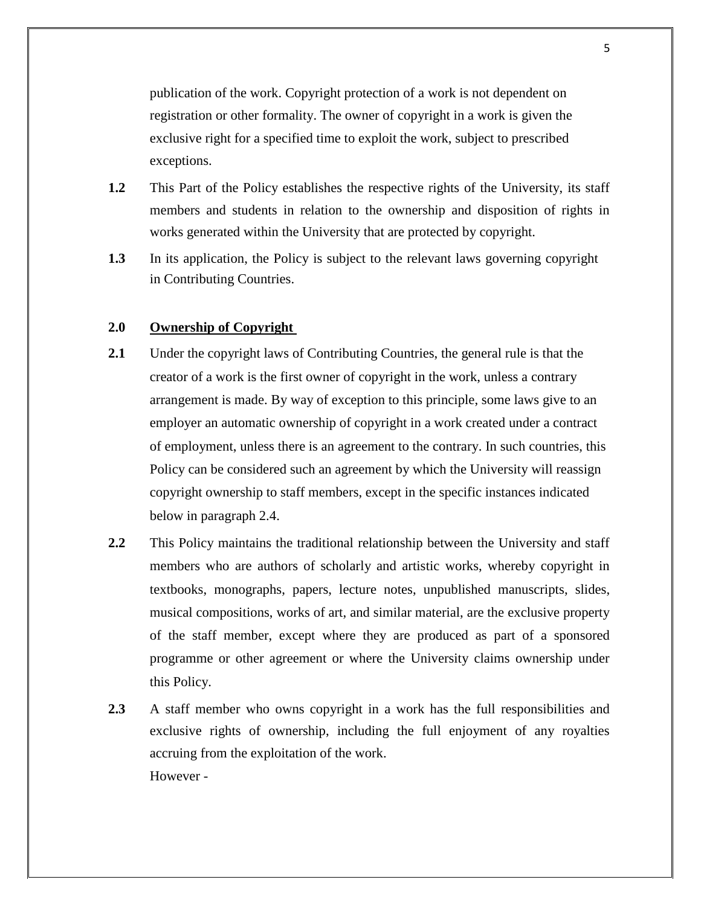publication of the work. Copyright protection of a work is not dependent on registration or other formality. The owner of copyright in a work is given the exclusive right for a specified time to exploit the work, subject to prescribed exceptions.

**1.2** This Part of the Policy establishes the respective rights of the University, its staff members and students in relation to the ownership and disposition of rights in works generated within the University that are protected by copyright.

**1.3** In its application, the Policy is subject to the relevant laws governing copyright in Contributing Countries.

## 2.0 Ownership of Copyright

**2.1** Under the copyright laws of Contributing Countries, the general rule is that the creator of a work is the first owner of copyright in the work, unless a contrary arrangement is made. By way of exception to this principle, some laws give to an employer an automatic ownership of copyright in a work created under a contract of employment, unless there is an agreement to the contrary. In such countries, this Policy can be considered such an agreement by which the University will reassign copyright ownership to staff members, except in the specific instances indicated below in paragraph 2.4.

**2.2** This Policy maintains the traditional relationship between the University and staff members who are authors of scholarly and artistic works, whereby copyright in textbooks, monographs, papers, lecture notes, unpublished manuscripts, slides, musical compositions, works of art, and similar material, are the exclusive property of the staff member, except where they are produced as part of a sponsored programme or other agreement or where the University claims ownership under this Policy.

**2.3** A staff member who owns copyright in a work has the full responsibilities and exclusive rights of ownership, including the full enjoyment of any royalties accruing from the exploitation of the work.

However -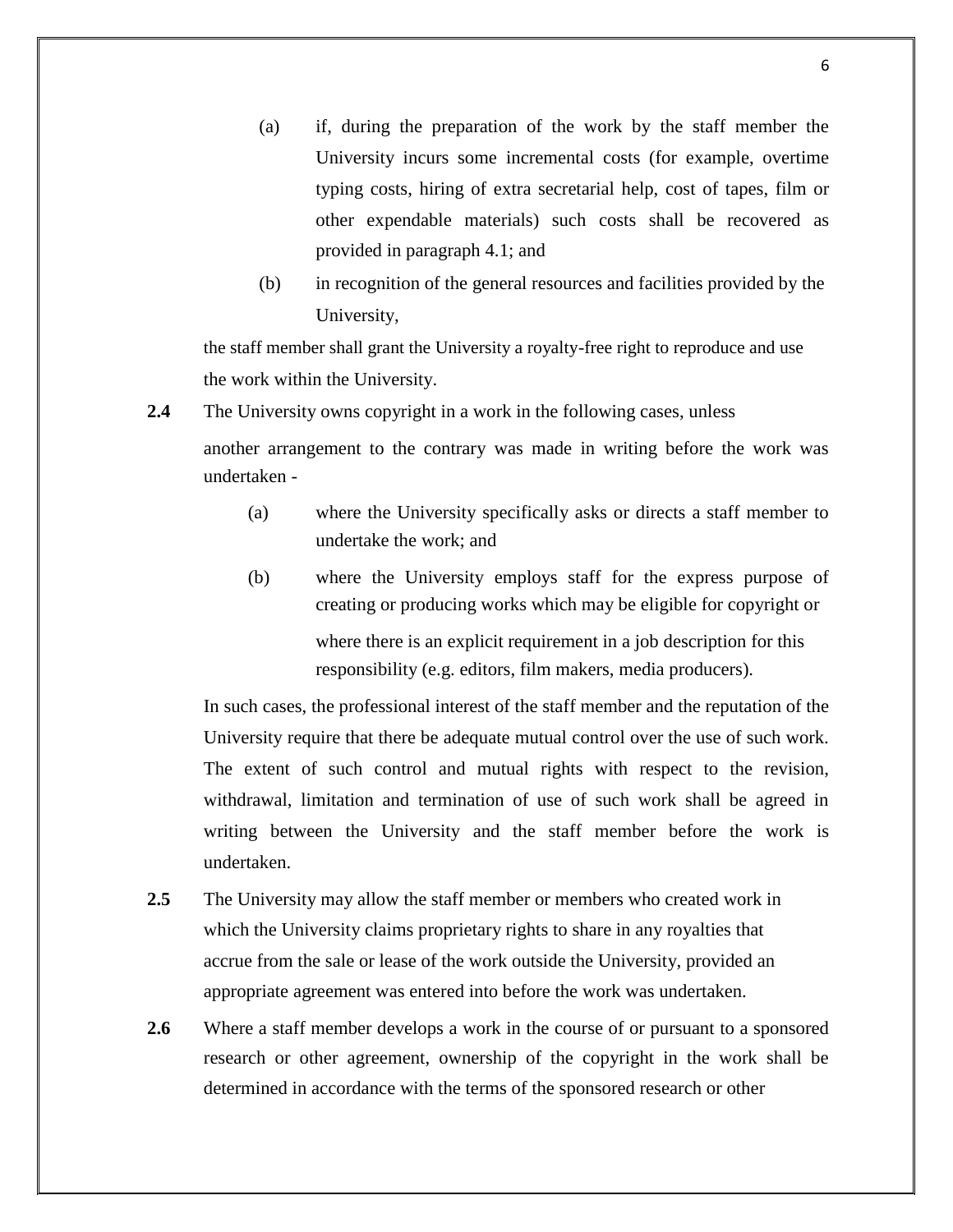(a) if, during the preparation of the work by the staff member the University incurs some incremental costs (for example, overtime typing costs, hiring of extra secretarial help, cost of tapes, film or other expendable materials) such costs shall be recovered as provided in paragraph 4.1; and

(b) in recognition of the general resources and facilities provided by the University,

the staff member shall grant the University a royalty-free right to reproduce and use the work within the University.

**2.4** The University owns copyright in a work in the following cases, unless another arrangement to the contrary was made in writing before the work was undertaken -

(a) where the University specifically asks or directs a staff member to undertake the work; and

(b) where the University employs staff for the express purpose of creating or producing works which may be eligible for copyright or where there is an explicit requirement in a job description for this responsibility (e.g. editors, film makers, media producers).

In such cases, the professional interest of the staff member and the reputation of the University require that there be adequate mutual control over the use of such work. The extent of such control and mutual rights with respect to the revision, withdrawal, limitation and termination of use of such work shall be agreed in writing between the University and the staff member before the work is undertaken.

**2.5** The University may allow the staff member or members who created work in which the University claims proprietary rights to share in any royalties that accrue from the sale or lease of the work outside the University, provided an appropriate agreement was entered into before the work was undertaken.

**2.6** Where a staff member develops a work in the course of or pursuant to a sponsored research or other agreement, ownership of the copyright in the work shall be determined in accordance with the terms of the sponsored research or other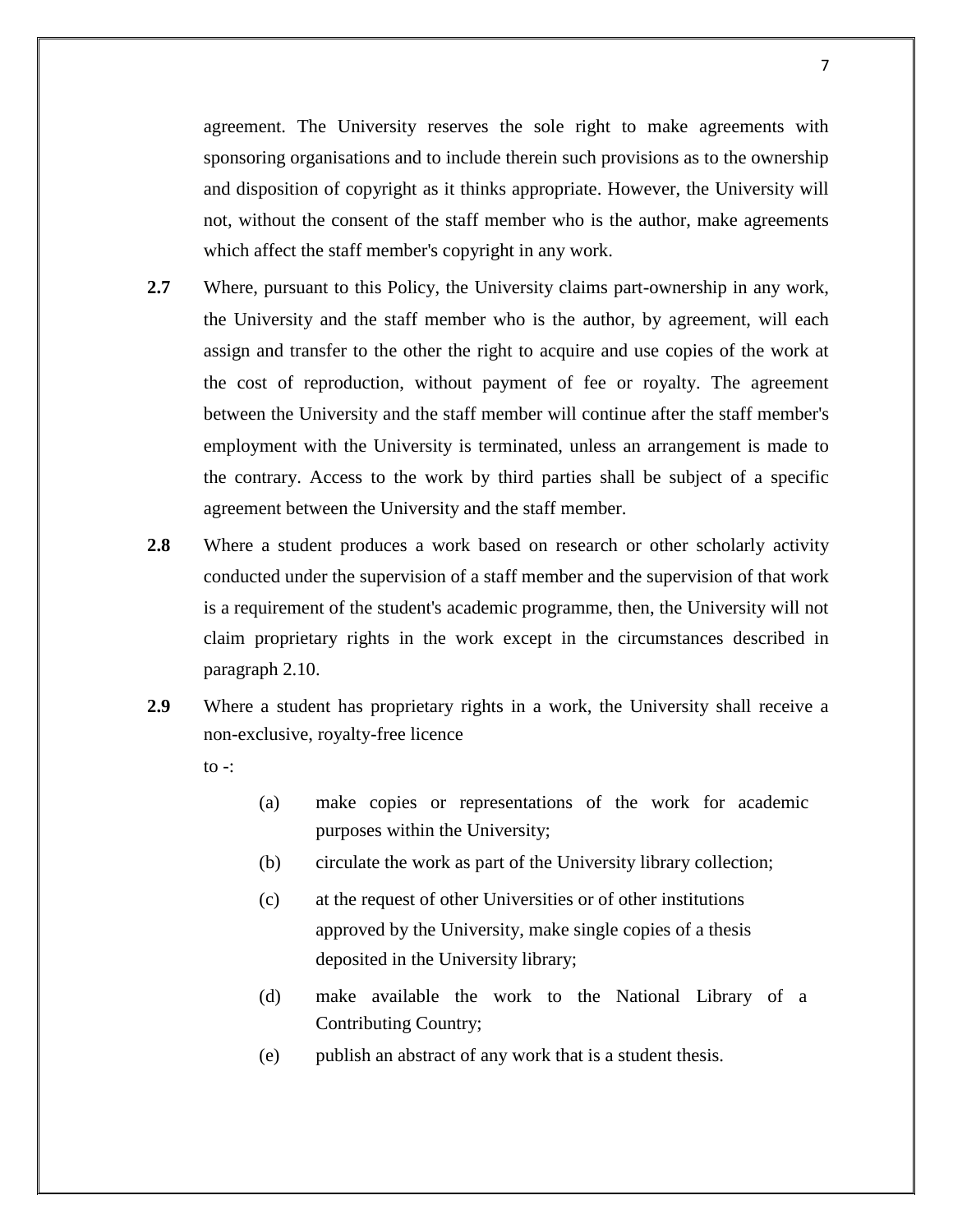agreement. The University reserves the sole right to make agreements with sponsoring organisations and to include therein such provisions as to the ownership and disposition of copyright as it thinks appropriate. However, the University will not, without the consent of the staff member who is the author, make agreements which affect the staff member's copyright in any work.

**2.7** Where, pursuant to this Policy, the University claims part-ownership in any work, the University and the staff member who is the author, by agreement, will each assign and transfer to the other the right to acquire and use copies of the work at the cost of reproduction, without payment of fee or royalty. The agreement between the University and the staff member will continue after the staff member's employment with the University is terminated, unless an arrangement is made to the contrary. Access to the work by third parties shall be subject of a specific agreement between the University and the staff member.

**2.8** Where a student produces a work based on research or other scholarly activity conducted under the supervision of a staff member and the supervision of that work is a requirement of the student's academic programme, then, the University will not claim proprietary rights in the work except in the circumstances described in paragraph 2.10.

**2.9** Where a student has proprietary rights in a work, the University shall receive a non-exclusive, royalty-free licence to -:

(a) make copies or representations of the work for academic purposes within the University;

(b) circulate the work as part of the University library collection;

(c) at the request of other Universities or of other institutions approved by the University, make single copies of a thesis deposited in the University library;

(d) make available the work to the National Library of a Contributing Country;

(e) publish an abstract of any work that is a student thesis.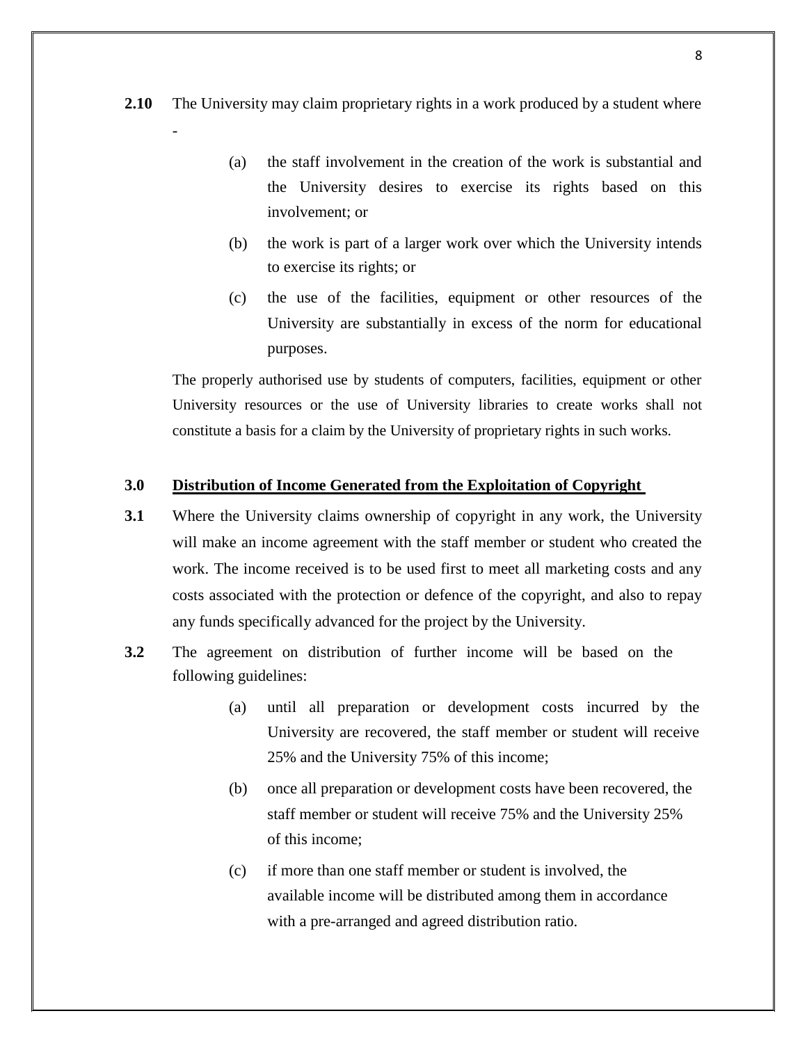**2.10** The University may claim proprietary rights in a work produced by a student where -

> (a) the staff involvement in the creation of the work is substantial and the University desires to exercise its rights based on this involvement; or
>
> (b) the work is part of a larger work over which the University intends to exercise its rights; or
>
> (c) the use of the facilities, equipment or other resources of the University are substantially in excess of the norm for educational purposes.

The properly authorised use by students of computers, facilities, equipment or other University resources or the use of University libraries to create works shall not constitute a basis for a claim by the University of proprietary rights in such works.

## 3.0 Distribution of Income Generated from the Exploitation of Copyright

**3.1** Where the University claims ownership of copyright in any work, the University will make an income agreement with the staff member or student who created the work. The income received is to be used first to meet all marketing costs and any costs associated with the protection or defence of the copyright, and also to repay any funds specifically advanced for the project by the University.

**3.2** The agreement on distribution of further income will be based on the following guidelines:

> (a) until all preparation or development costs incurred by the University are recovered, the staff member or student will receive 25% and the University 75% of this income;
>
> (b) once all preparation or development costs have been recovered, the staff member or student will receive 75% and the University 25% of this income;
>
> (c) if more than one staff member or student is involved, the available income will be distributed among them in accordance with a pre-arranged and agreed distribution ratio.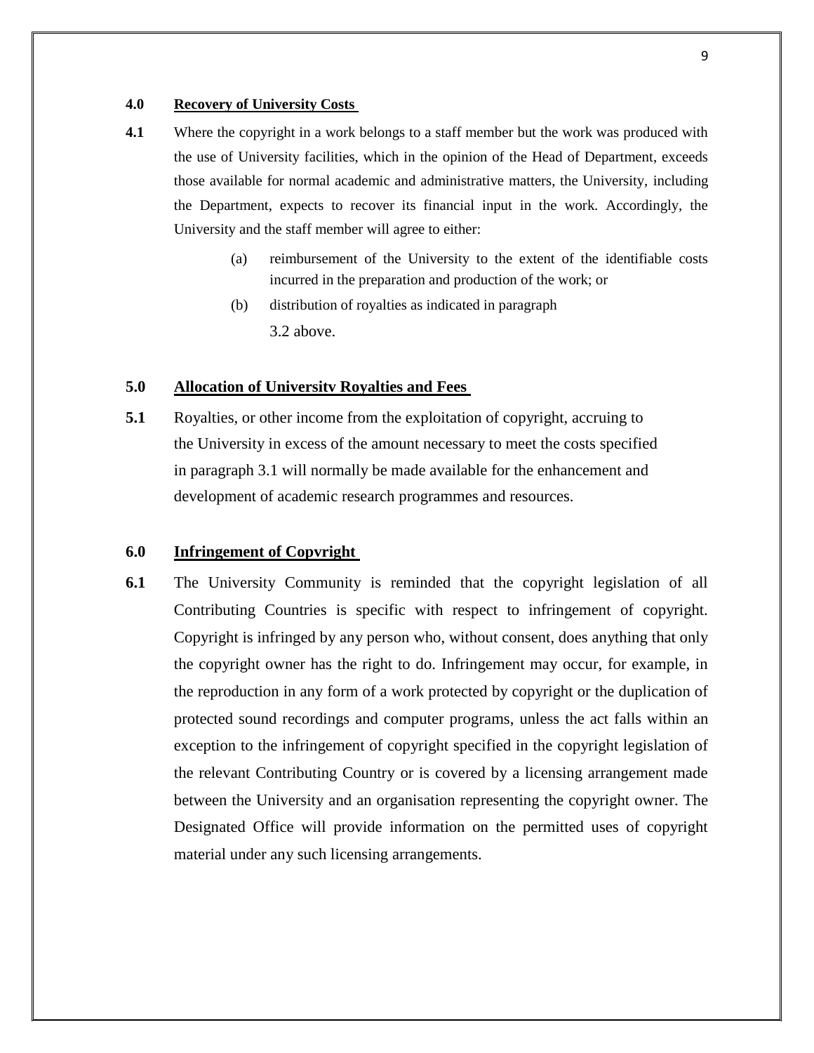## 4.0 Recovery of University Costs

**4.1** Where the copyright in a work belongs to a staff member but the work was produced with the use of University facilities, which in the opinion of the Head of Department, exceeds those available for normal academic and administrative matters, the University, including the Department, expects to recover its financial input in the work. Accordingly, the University and the staff member will agree to either:

(a) reimbursement of the University to the extent of the identifiable costs incurred in the preparation and production of the work; or

(b) distribution of royalties as indicated in paragraph 3.2 above.

## 5.0 Allocation of University Royalties and Fees

**5.1** Royalties, or other income from the exploitation of copyright, accruing to the University in excess of the amount necessary to meet the costs specified in paragraph 3.1 will normally be made available for the enhancement and development of academic research programmes and resources.

## 6.0 Infringement of Copyright

**6.1** The University Community is reminded that the copyright legislation of all Contributing Countries is specific with respect to infringement of copyright. Copyright is infringed by any person who, without consent, does anything that only the copyright owner has the right to do. Infringement may occur, for example, in the reproduction in any form of a work protected by copyright or the duplication of protected sound recordings and computer programs, unless the act falls within an exception to the infringement of copyright specified in the copyright legislation of the relevant Contributing Country or is covered by a licensing arrangement made between the University and an organisation representing the copyright owner. The Designated Office will provide information on the permitted uses of copyright material under any such licensing arrangements.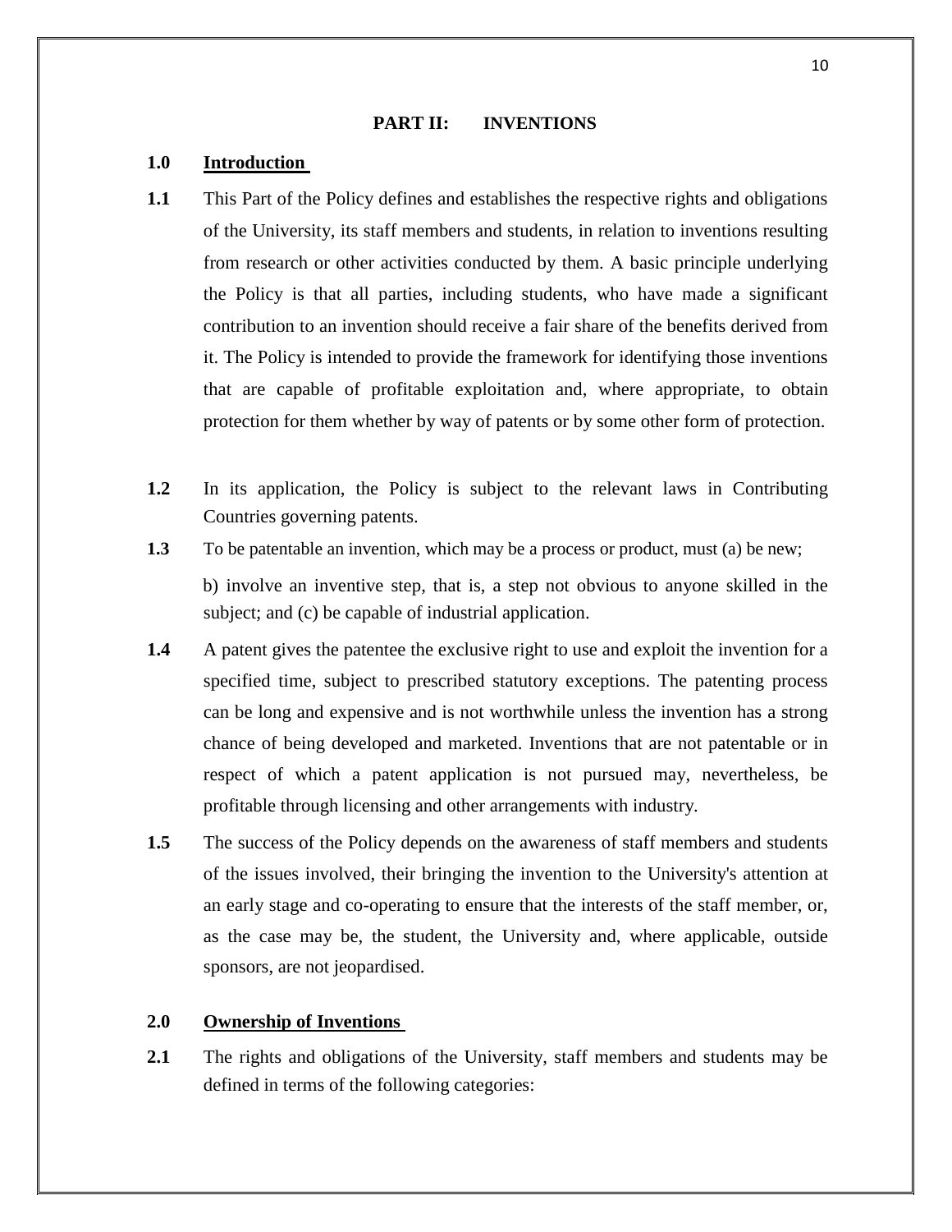## PART II: INVENTIONS

### 1.0 Introduction

**1.1** This Part of the Policy defines and establishes the respective rights and obligations of the University, its staff members and students, in relation to inventions resulting from research or other activities conducted by them. A basic principle underlying the Policy is that all parties, including students, who have made a significant contribution to an invention should receive a fair share of the benefits derived from it. The Policy is intended to provide the framework for identifying those inventions that are capable of profitable exploitation and, where appropriate, to obtain protection for them whether by way of patents or by some other form of protection.

**1.2** In its application, the Policy is subject to the relevant laws in Contributing Countries governing patents.

**1.3** To be patentable an invention, which may be a process or product, must (a) be new;

b) involve an inventive step, that is, a step not obvious to anyone skilled in the subject; and (c) be capable of industrial application.

**1.4** A patent gives the patentee the exclusive right to use and exploit the invention for a specified time, subject to prescribed statutory exceptions. The patenting process can be long and expensive and is not worthwhile unless the invention has a strong chance of being developed and marketed. Inventions that are not patentable or in respect of which a patent application is not pursued may, nevertheless, be profitable through licensing and other arrangements with industry.

**1.5** The success of the Policy depends on the awareness of staff members and students of the issues involved, their bringing the invention to the University's attention at an early stage and co-operating to ensure that the interests of the staff member, or, as the case may be, the student, the University and, where applicable, outside sponsors, are not jeopardised.

### 2.0 Ownership of Inventions

**2.1** The rights and obligations of the University, staff members and students may be defined in terms of the following categories: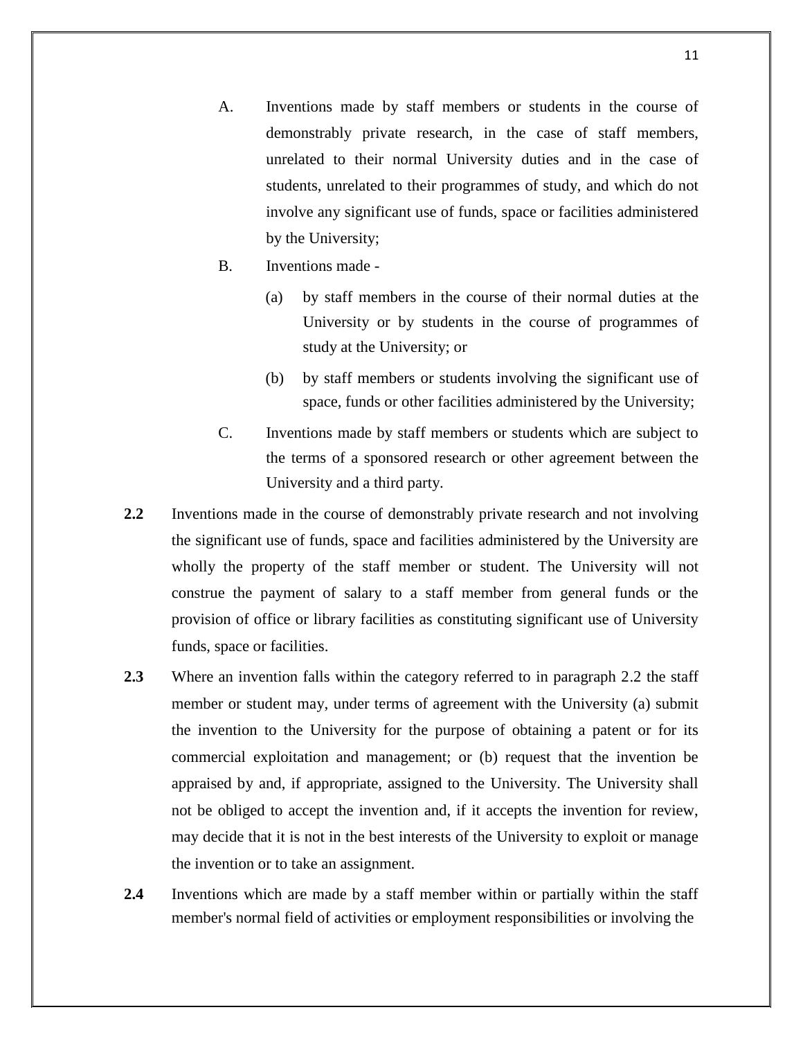A. Inventions made by staff members or students in the course of demonstrably private research, in the case of staff members, unrelated to their normal University duties and in the case of students, unrelated to their programmes of study, and which do not involve any significant use of funds, space or facilities administered by the University;

B. Inventions made -

   (a) by staff members in the course of their normal duties at the University or by students in the course of programmes of study at the University; or

   (b) by staff members or students involving the significant use of space, funds or other facilities administered by the University;

C. Inventions made by staff members or students which are subject to the terms of a sponsored research or other agreement between the University and a third party.

**2.2** Inventions made in the course of demonstrably private research and not involving the significant use of funds, space and facilities administered by the University are wholly the property of the staff member or student. The University will not construe the payment of salary to a staff member from general funds or the provision of office or library facilities as constituting significant use of University funds, space or facilities.

**2.3** Where an invention falls within the category referred to in paragraph 2.2 the staff member or student may, under terms of agreement with the University (a) submit the invention to the University for the purpose of obtaining a patent or for its commercial exploitation and management; or (b) request that the invention be appraised by and, if appropriate, assigned to the University. The University shall not be obliged to accept the invention and, if it accepts the invention for review, may decide that it is not in the best interests of the University to exploit or manage the invention or to take an assignment.

**2.4** Inventions which are made by a staff member within or partially within the staff member's normal field of activities or employment responsibilities or involving the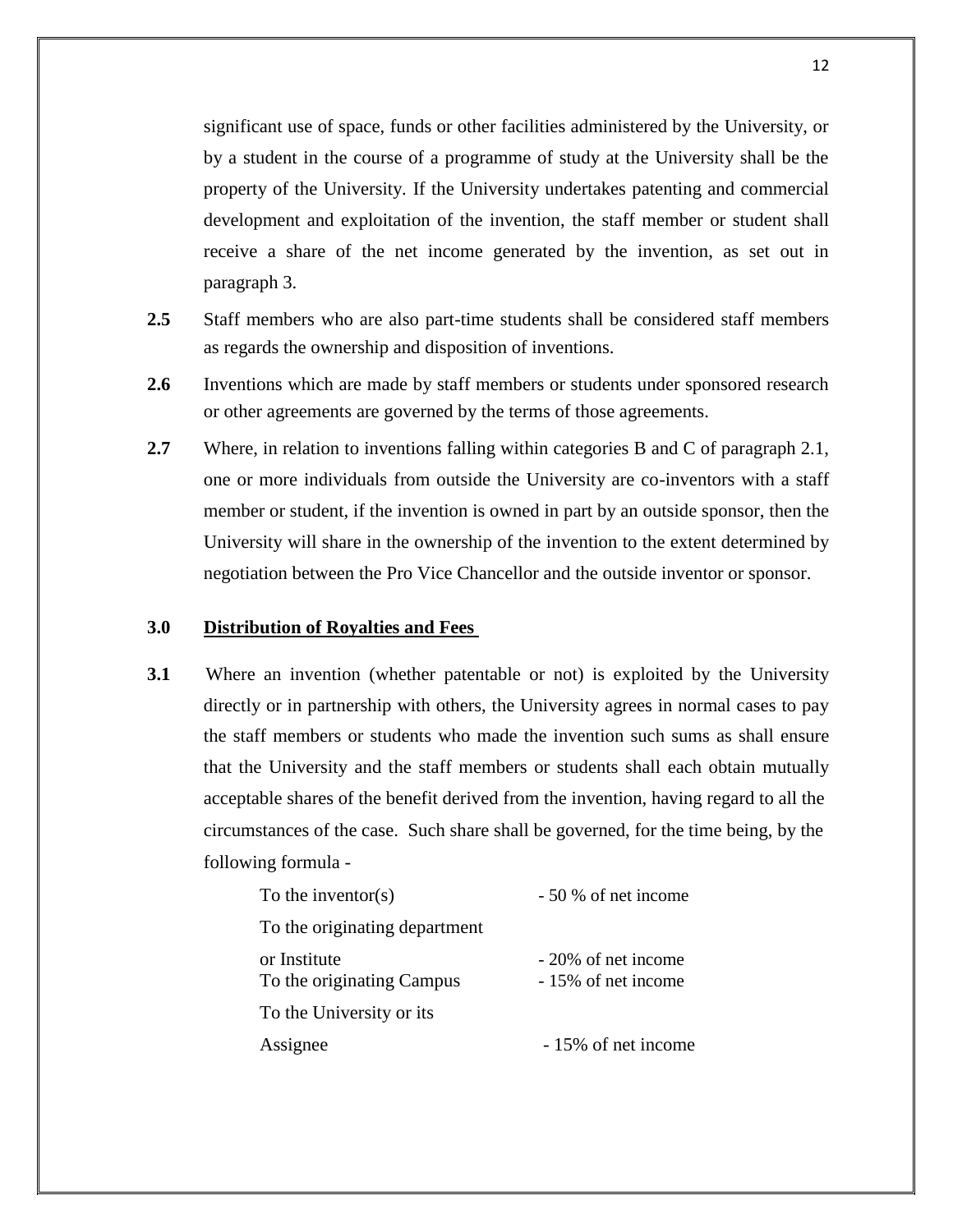significant use of space, funds or other facilities administered by the University, or by a student in the course of a programme of study at the University shall be the property of the University. If the University undertakes patenting and commercial development and exploitation of the invention, the staff member or student shall receive a share of the net income generated by the invention, as set out in paragraph 3.

**2.5** Staff members who are also part-time students shall be considered staff members as regards the ownership and disposition of inventions.

**2.6** Inventions which are made by staff members or students under sponsored research or other agreements are governed by the terms of those agreements.

**2.7** Where, in relation to inventions falling within categories B and C of paragraph 2.1, one or more individuals from outside the University are co-inventors with a staff member or student, if the invention is owned in part by an outside sponsor, then the University will share in the ownership of the invention to the extent determined by negotiation between the Pro Vice Chancellor and the outside inventor or sponsor.

## 3.0 Distribution of Royalties and Fees

**3.1** Where an invention (whether patentable or not) is exploited by the University directly or in partnership with others, the University agrees in normal cases to pay the staff members or students who made the invention such sums as shall ensure that the University and the staff members or students shall each obtain mutually acceptable shares of the benefit derived from the invention, having regard to all the circumstances of the case. Such share shall be governed, for the time being, by the following formula -

| | |
|---|---|
| To the inventor(s) | - 50 % of net income |
| To the originating department or Institute | - 20% of net income |
| To the originating Campus | - 15% of net income |
| To the University or its Assignee | - 15% of net income |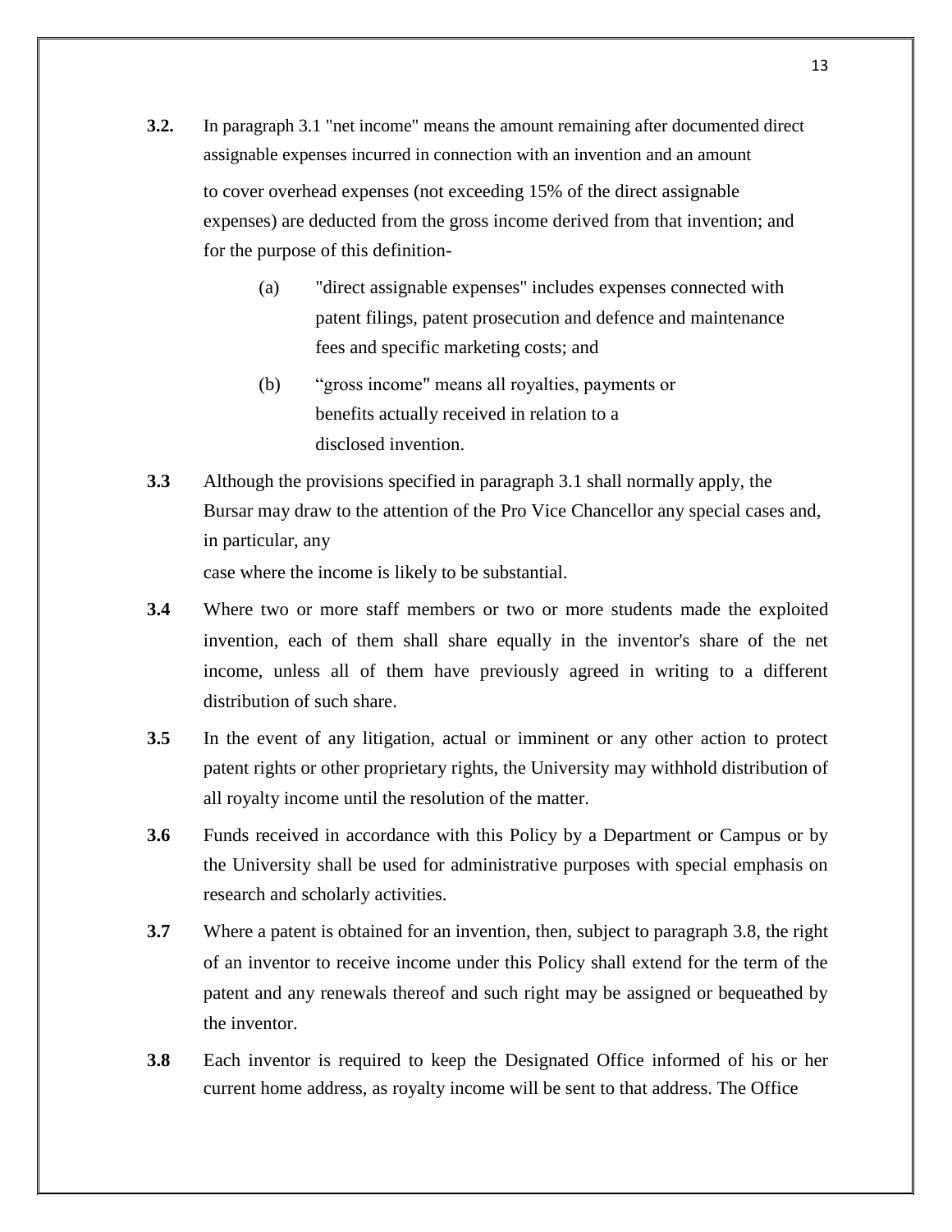**3.2.** In paragraph 3.1 "net income" means the amount remaining after documented direct assignable expenses incurred in connection with an invention and an amount to cover overhead expenses (not exceeding 15% of the direct assignable expenses) are deducted from the gross income derived from that invention; and for the purpose of this definition-

> (a) "direct assignable expenses" includes expenses connected with patent filings, patent prosecution and defence and maintenance fees and specific marketing costs; and
>
> (b) "gross income" means all royalties, payments or benefits actually received in relation to a disclosed invention.

**3.3** Although the provisions specified in paragraph 3.1 shall normally apply, the Bursar may draw to the attention of the Pro Vice Chancellor any special cases and, in particular, any case where the income is likely to be substantial.

**3.4** Where two or more staff members or two or more students made the exploited invention, each of them shall share equally in the inventor's share of the net income, unless all of them have previously agreed in writing to a different distribution of such share.

**3.5** In the event of any litigation, actual or imminent or any other action to protect patent rights or other proprietary rights, the University may withhold distribution of all royalty income until the resolution of the matter.

**3.6** Funds received in accordance with this Policy by a Department or Campus or by the University shall be used for administrative purposes with special emphasis on research and scholarly activities.

**3.7** Where a patent is obtained for an invention, then, subject to paragraph 3.8, the right of an inventor to receive income under this Policy shall extend for the term of the patent and any renewals thereof and such right may be assigned or bequeathed by the inventor.

**3.8** Each inventor is required to keep the Designated Office informed of his or her current home address, as royalty income will be sent to that address. The Office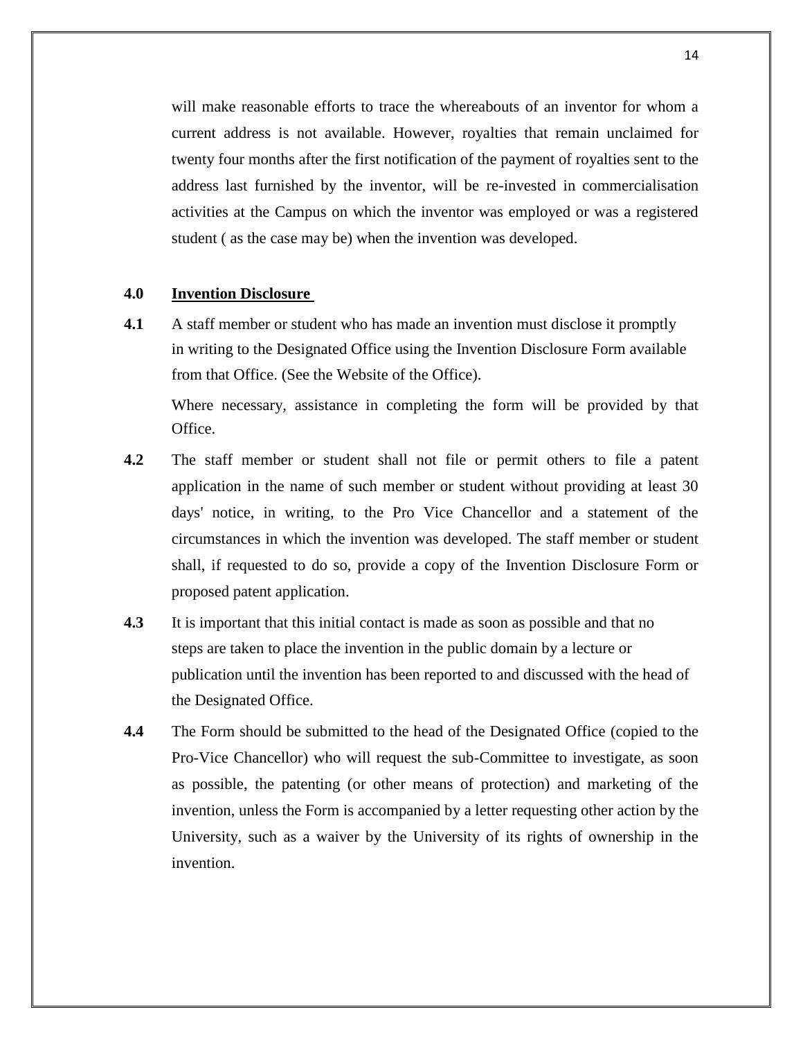will make reasonable efforts to trace the whereabouts of an inventor for whom a current address is not available. However, royalties that remain unclaimed for twenty four months after the first notification of the payment of royalties sent to the address last furnished by the inventor, will be re-invested in commercialisation activities at the Campus on which the inventor was employed or was a registered student ( as the case may be) when the invention was developed.

## 4.0 Invention Disclosure

**4.1** A staff member or student who has made an invention must disclose it promptly in writing to the Designated Office using the Invention Disclosure Form available from that Office. (See the Website of the Office).

Where necessary, assistance in completing the form will be provided by that Office.

**4.2** The staff member or student shall not file or permit others to file a patent application in the name of such member or student without providing at least 30 days' notice, in writing, to the Pro Vice Chancellor and a statement of the circumstances in which the invention was developed. The staff member or student shall, if requested to do so, provide a copy of the Invention Disclosure Form or proposed patent application.

**4.3** It is important that this initial contact is made as soon as possible and that no steps are taken to place the invention in the public domain by a lecture or publication until the invention has been reported to and discussed with the head of the Designated Office.

**4.4** The Form should be submitted to the head of the Designated Office (copied to the Pro-Vice Chancellor) who will request the sub-Committee to investigate, as soon as possible, the patenting (or other means of protection) and marketing of the invention, unless the Form is accompanied by a letter requesting other action by the University, such as a waiver by the University of its rights of ownership in the invention.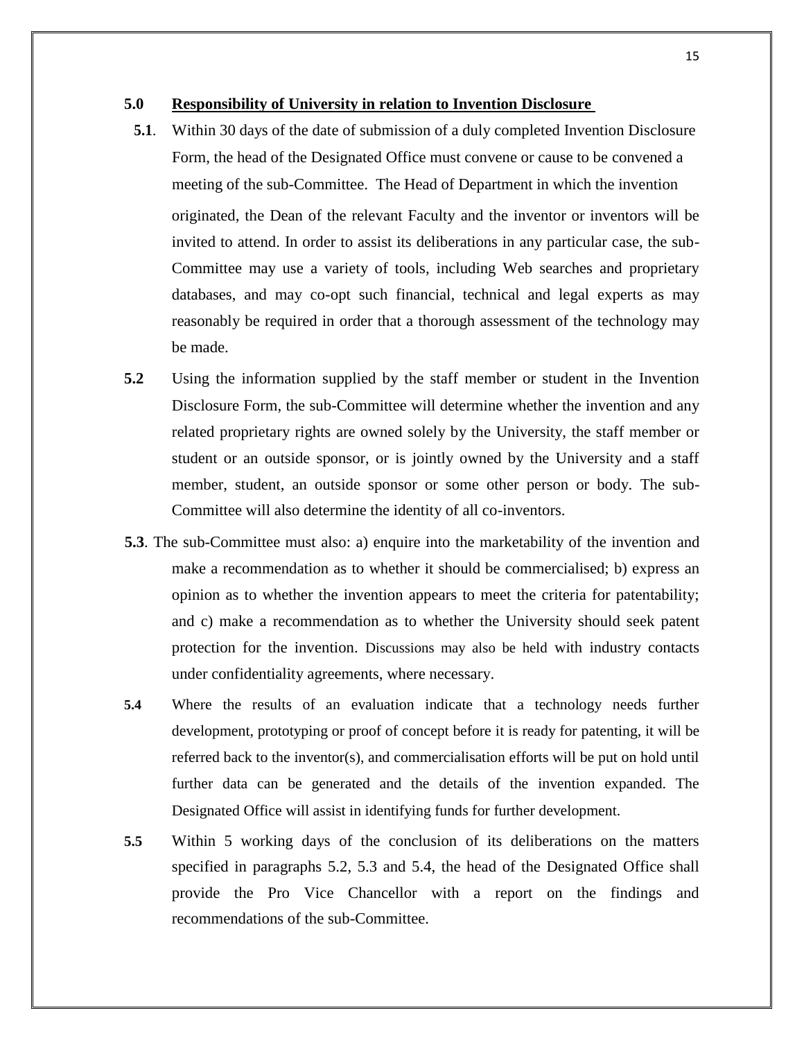## 5.0 Responsibility of University in relation to Invention Disclosure

**5.1**. Within 30 days of the date of submission of a duly completed Invention Disclosure Form, the head of the Designated Office must convene or cause to be convened a meeting of the sub-Committee. The Head of Department in which the invention originated, the Dean of the relevant Faculty and the inventor or inventors will be invited to attend. In order to assist its deliberations in any particular case, the sub-Committee may use a variety of tools, including Web searches and proprietary databases, and may co-opt such financial, technical and legal experts as may reasonably be required in order that a thorough assessment of the technology may be made.

**5.2** Using the information supplied by the staff member or student in the Invention Disclosure Form, the sub-Committee will determine whether the invention and any related proprietary rights are owned solely by the University, the staff member or student or an outside sponsor, or is jointly owned by the University and a staff member, student, an outside sponsor or some other person or body. The sub-Committee will also determine the identity of all co-inventors.

**5.3**. The sub-Committee must also: a) enquire into the marketability of the invention and make a recommendation as to whether it should be commercialised; b) express an opinion as to whether the invention appears to meet the criteria for patentability; and c) make a recommendation as to whether the University should seek patent protection for the invention. Discussions may also be held with industry contacts under confidentiality agreements, where necessary.

**5.4** Where the results of an evaluation indicate that a technology needs further development, prototyping or proof of concept before it is ready for patenting, it will be referred back to the inventor(s), and commercialisation efforts will be put on hold until further data can be generated and the details of the invention expanded. The Designated Office will assist in identifying funds for further development.

**5.5** Within 5 working days of the conclusion of its deliberations on the matters specified in paragraphs 5.2, 5.3 and 5.4, the head of the Designated Office shall provide the Pro Vice Chancellor with a report on the findings and recommendations of the sub-Committee.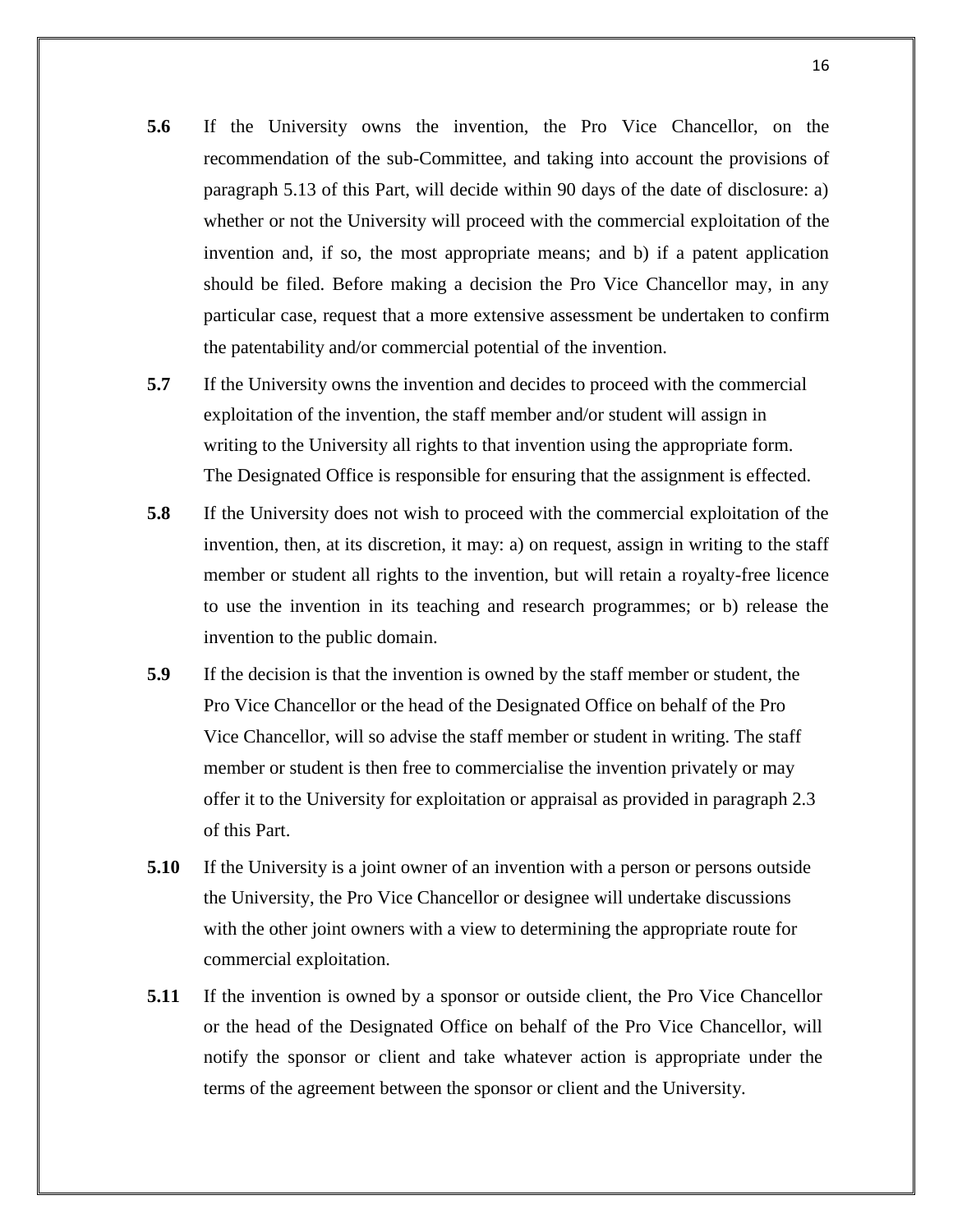**5.6** If the University owns the invention, the Pro Vice Chancellor, on the recommendation of the sub-Committee, and taking into account the provisions of paragraph 5.13 of this Part, will decide within 90 days of the date of disclosure: a) whether or not the University will proceed with the commercial exploitation of the invention and, if so, the most appropriate means; and b) if a patent application should be filed. Before making a decision the Pro Vice Chancellor may, in any particular case, request that a more extensive assessment be undertaken to confirm the patentability and/or commercial potential of the invention.

**5.7** If the University owns the invention and decides to proceed with the commercial exploitation of the invention, the staff member and/or student will assign in writing to the University all rights to that invention using the appropriate form. The Designated Office is responsible for ensuring that the assignment is effected.

**5.8** If the University does not wish to proceed with the commercial exploitation of the invention, then, at its discretion, it may: a) on request, assign in writing to the staff member or student all rights to the invention, but will retain a royalty-free licence to use the invention in its teaching and research programmes; or b) release the invention to the public domain.

**5.9** If the decision is that the invention is owned by the staff member or student, the Pro Vice Chancellor or the head of the Designated Office on behalf of the Pro Vice Chancellor, will so advise the staff member or student in writing. The staff member or student is then free to commercialise the invention privately or may offer it to the University for exploitation or appraisal as provided in paragraph 2.3 of this Part.

**5.10** If the University is a joint owner of an invention with a person or persons outside the University, the Pro Vice Chancellor or designee will undertake discussions with the other joint owners with a view to determining the appropriate route for commercial exploitation.

**5.11** If the invention is owned by a sponsor or outside client, the Pro Vice Chancellor or the head of the Designated Office on behalf of the Pro Vice Chancellor, will notify the sponsor or client and take whatever action is appropriate under the terms of the agreement between the sponsor or client and the University.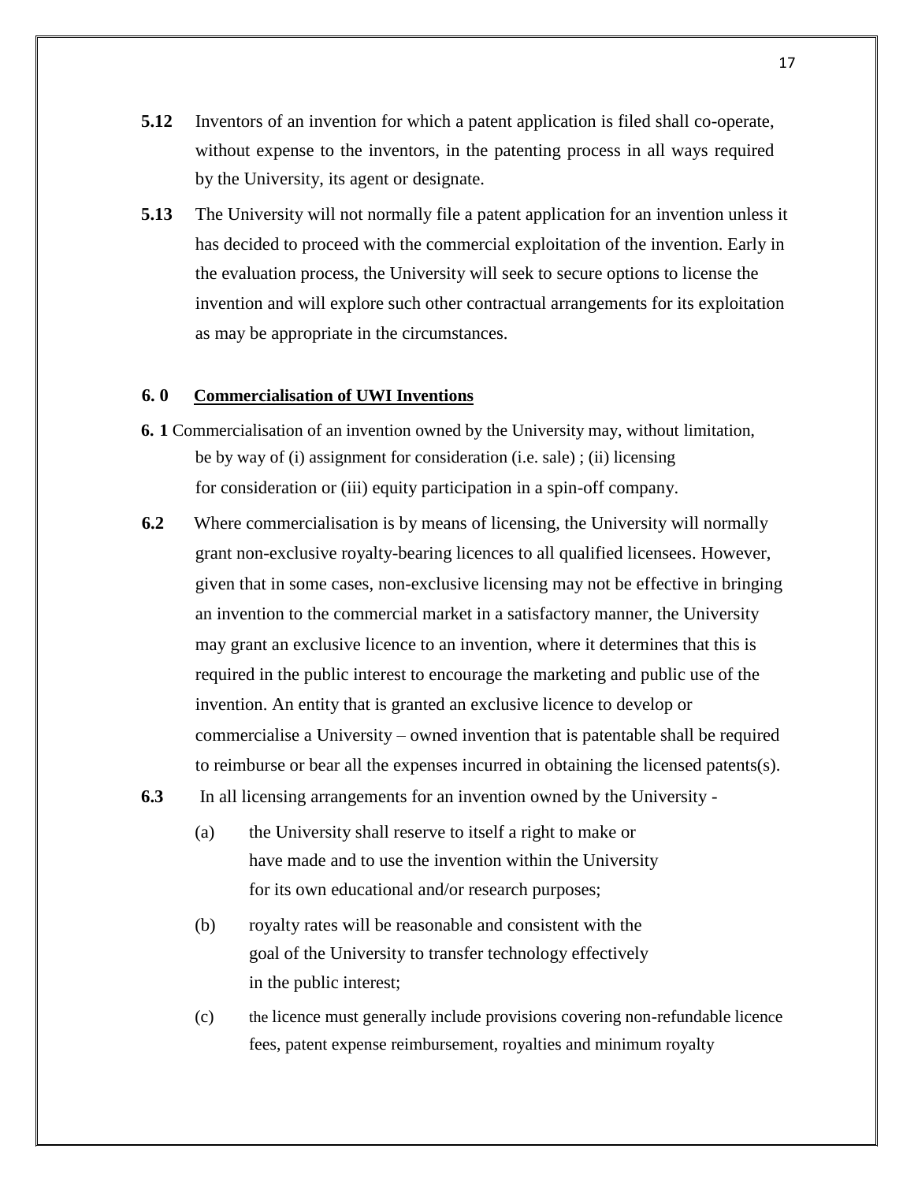**5.12** Inventors of an invention for which a patent application is filed shall co-operate, without expense to the inventors, in the patenting process in all ways required by the University, its agent or designate.

**5.13** The University will not normally file a patent application for an invention unless it has decided to proceed with the commercial exploitation of the invention. Early in the evaluation process, the University will seek to secure options to license the invention and will explore such other contractual arrangements for its exploitation as may be appropriate in the circumstances.

## 6. 0 Commercialisation of UWI Inventions

**6. 1** Commercialisation of an invention owned by the University may, without limitation, be by way of (i) assignment for consideration (i.e. sale) ; (ii) licensing for consideration or (iii) equity participation in a spin-off company.

**6.2** Where commercialisation is by means of licensing, the University will normally grant non-exclusive royalty-bearing licences to all qualified licensees. However, given that in some cases, non-exclusive licensing may not be effective in bringing an invention to the commercial market in a satisfactory manner, the University may grant an exclusive licence to an invention, where it determines that this is required in the public interest to encourage the marketing and public use of the invention. An entity that is granted an exclusive licence to develop or commercialise a University – owned invention that is patentable shall be required to reimburse or bear all the expenses incurred in obtaining the licensed patents(s).

**6.3** In all licensing arrangements for an invention owned by the University -

(a) the University shall reserve to itself a right to make or have made and to use the invention within the University for its own educational and/or research purposes;

(b) royalty rates will be reasonable and consistent with the goal of the University to transfer technology effectively in the public interest;

(c) the licence must generally include provisions covering non-refundable licence fees, patent expense reimbursement, royalties and minimum royalty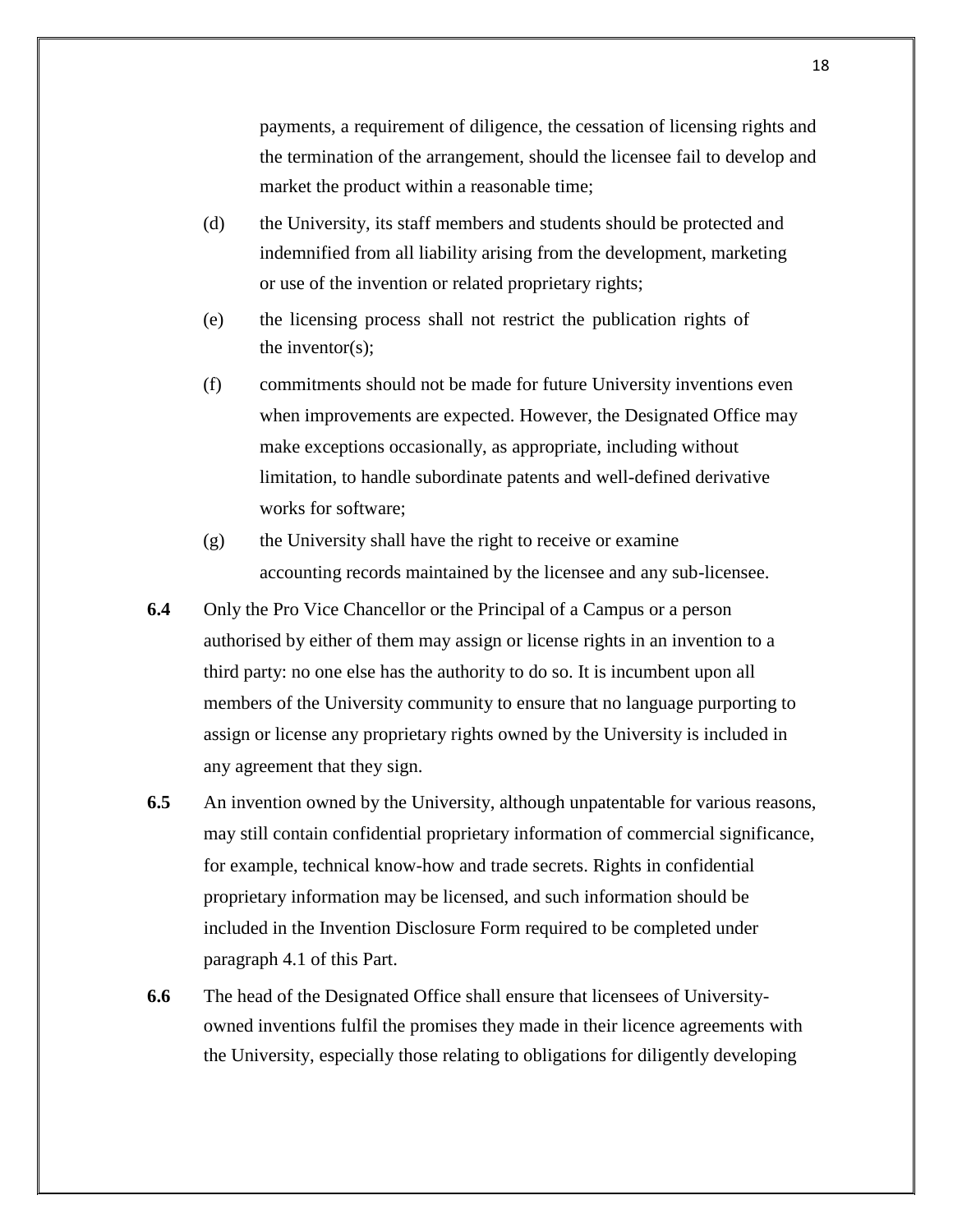payments, a requirement of diligence, the cessation of licensing rights and the termination of the arrangement, should the licensee fail to develop and market the product within a reasonable time;

(d) the University, its staff members and students should be protected and indemnified from all liability arising from the development, marketing or use of the invention or related proprietary rights;

(e) the licensing process shall not restrict the publication rights of the inventor(s);

(f) commitments should not be made for future University inventions even when improvements are expected. However, the Designated Office may make exceptions occasionally, as appropriate, including without limitation, to handle subordinate patents and well-defined derivative works for software;

(g) the University shall have the right to receive or examine accounting records maintained by the licensee and any sub-licensee.

**6.4** Only the Pro Vice Chancellor or the Principal of a Campus or a person authorised by either of them may assign or license rights in an invention to a third party: no one else has the authority to do so. It is incumbent upon all members of the University community to ensure that no language purporting to assign or license any proprietary rights owned by the University is included in any agreement that they sign.

**6.5** An invention owned by the University, although unpatentable for various reasons, may still contain confidential proprietary information of commercial significance, for example, technical know-how and trade secrets. Rights in confidential proprietary information may be licensed, and such information should be included in the Invention Disclosure Form required to be completed under paragraph 4.1 of this Part.

**6.6** The head of the Designated Office shall ensure that licensees of University-owned inventions fulfil the promises they made in their licence agreements with the University, especially those relating to obligations for diligently developing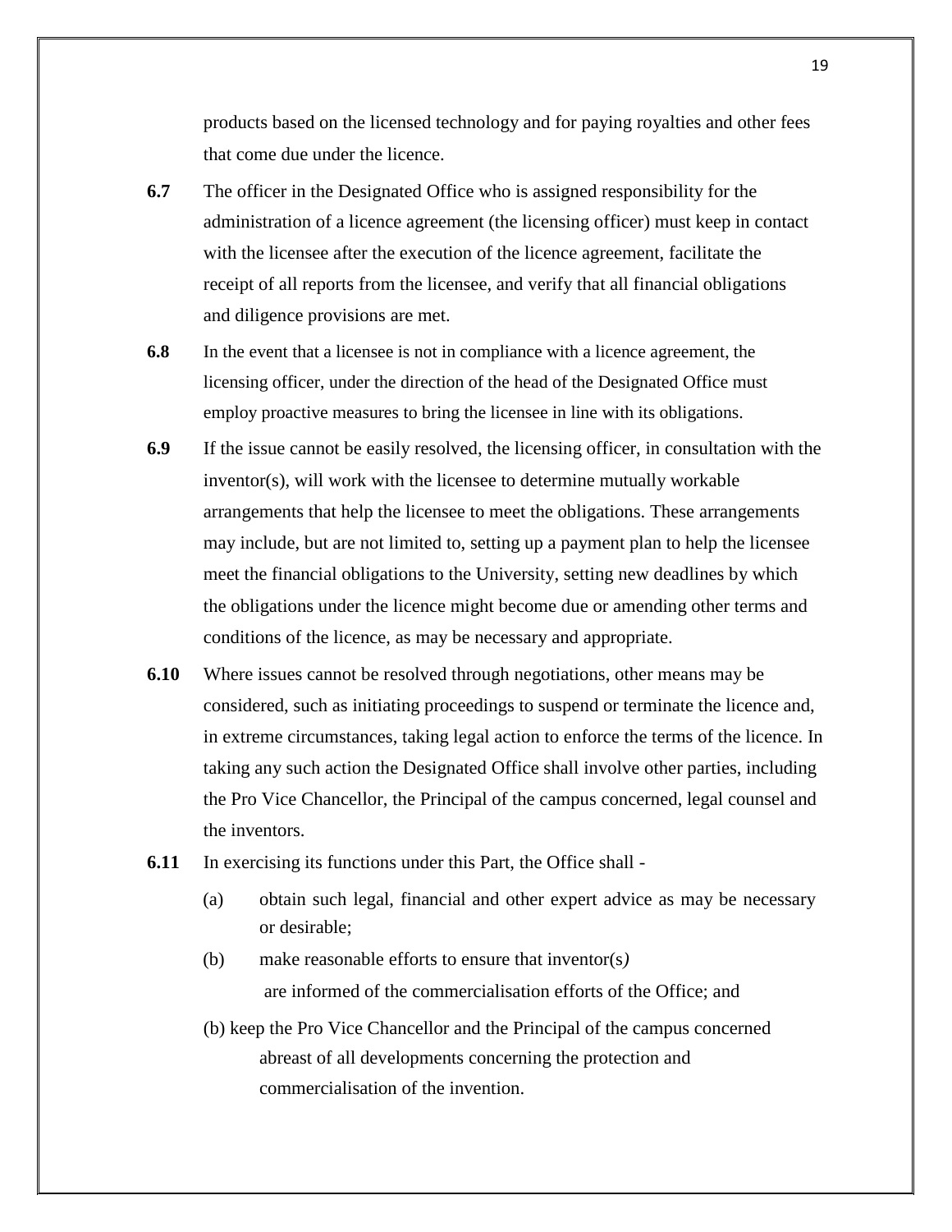products based on the licensed technology and for paying royalties and other fees that come due under the licence.

**6.7** The officer in the Designated Office who is assigned responsibility for the administration of a licence agreement (the licensing officer) must keep in contact with the licensee after the execution of the licence agreement, facilitate the receipt of all reports from the licensee, and verify that all financial obligations and diligence provisions are met.

**6.8** In the event that a licensee is not in compliance with a licence agreement, the licensing officer, under the direction of the head of the Designated Office must employ proactive measures to bring the licensee in line with its obligations.

**6.9** If the issue cannot be easily resolved, the licensing officer, in consultation with the inventor(s), will work with the licensee to determine mutually workable arrangements that help the licensee to meet the obligations. These arrangements may include, but are not limited to, setting up a payment plan to help the licensee meet the financial obligations to the University, setting new deadlines by which the obligations under the licence might become due or amending other terms and conditions of the licence, as may be necessary and appropriate.

**6.10** Where issues cannot be resolved through negotiations, other means may be considered, such as initiating proceedings to suspend or terminate the licence and, in extreme circumstances, taking legal action to enforce the terms of the licence. In taking any such action the Designated Office shall involve other parties, including the Pro Vice Chancellor, the Principal of the campus concerned, legal counsel and the inventors.

**6.11** In exercising its functions under this Part, the Office shall -

(a) obtain such legal, financial and other expert advice as may be necessary or desirable;

(b) make reasonable efforts to ensure that inventor(s*)* are informed of the commercialisation efforts of the Office; and

(b) keep the Pro Vice Chancellor and the Principal of the campus concerned abreast of all developments concerning the protection and commercialisation of the invention.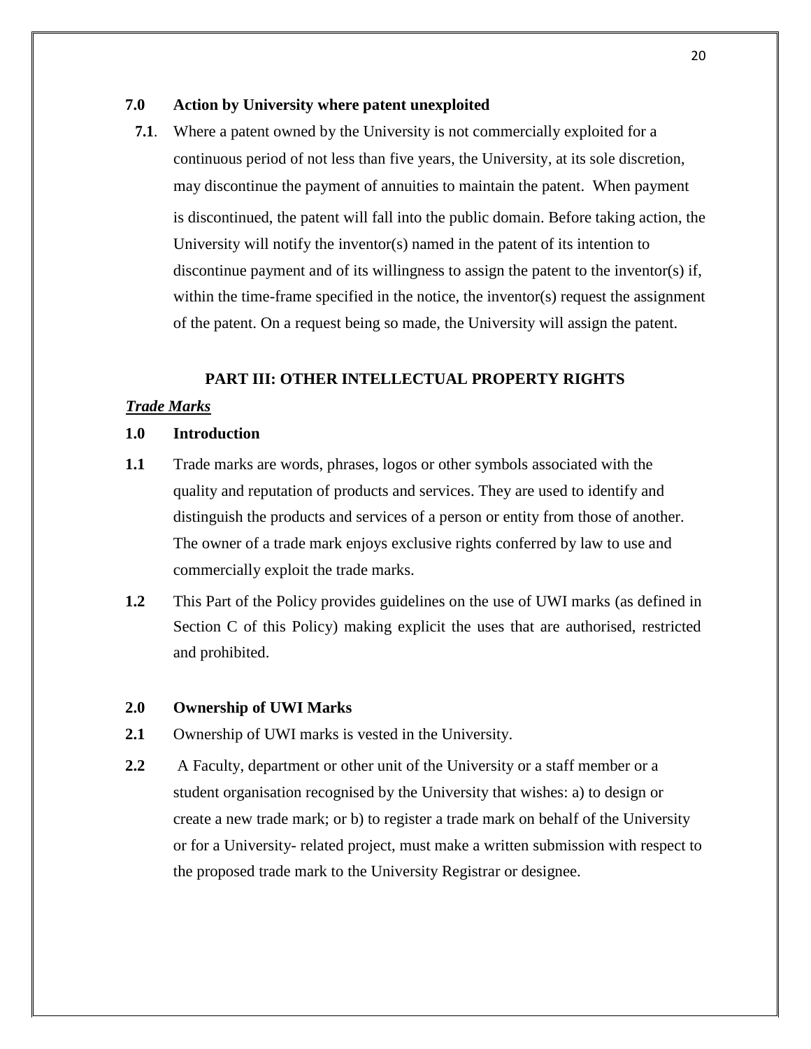**7.0 Action by University where patent unexploited**

**7.1**. Where a patent owned by the University is not commercially exploited for a continuous period of not less than five years, the University, at its sole discretion, may discontinue the payment of annuities to maintain the patent. When payment is discontinued, the patent will fall into the public domain. Before taking action, the University will notify the inventor(s) named in the patent of its intention to discontinue payment and of its willingness to assign the patent to the inventor(s) if, within the time-frame specified in the notice, the inventor(s) request the assignment of the patent. On a request being so made, the University will assign the patent.

## PART III: OTHER INTELLECTUAL PROPERTY RIGHTS

***Trade Marks***

**1.0 Introduction**

**1.1** Trade marks are words, phrases, logos or other symbols associated with the quality and reputation of products and services. They are used to identify and distinguish the products and services of a person or entity from those of another. The owner of a trade mark enjoys exclusive rights conferred by law to use and commercially exploit the trade marks.

**1.2** This Part of the Policy provides guidelines on the use of UWI marks (as defined in Section C of this Policy) making explicit the uses that are authorised, restricted and prohibited.

**2.0 Ownership of UWI Marks**

**2.1** Ownership of UWI marks is vested in the University.

**2.2** A Faculty, department or other unit of the University or a staff member or a student organisation recognised by the University that wishes: a) to design or create a new trade mark; or b) to register a trade mark on behalf of the University or for a University- related project, must make a written submission with respect to the proposed trade mark to the University Registrar or designee.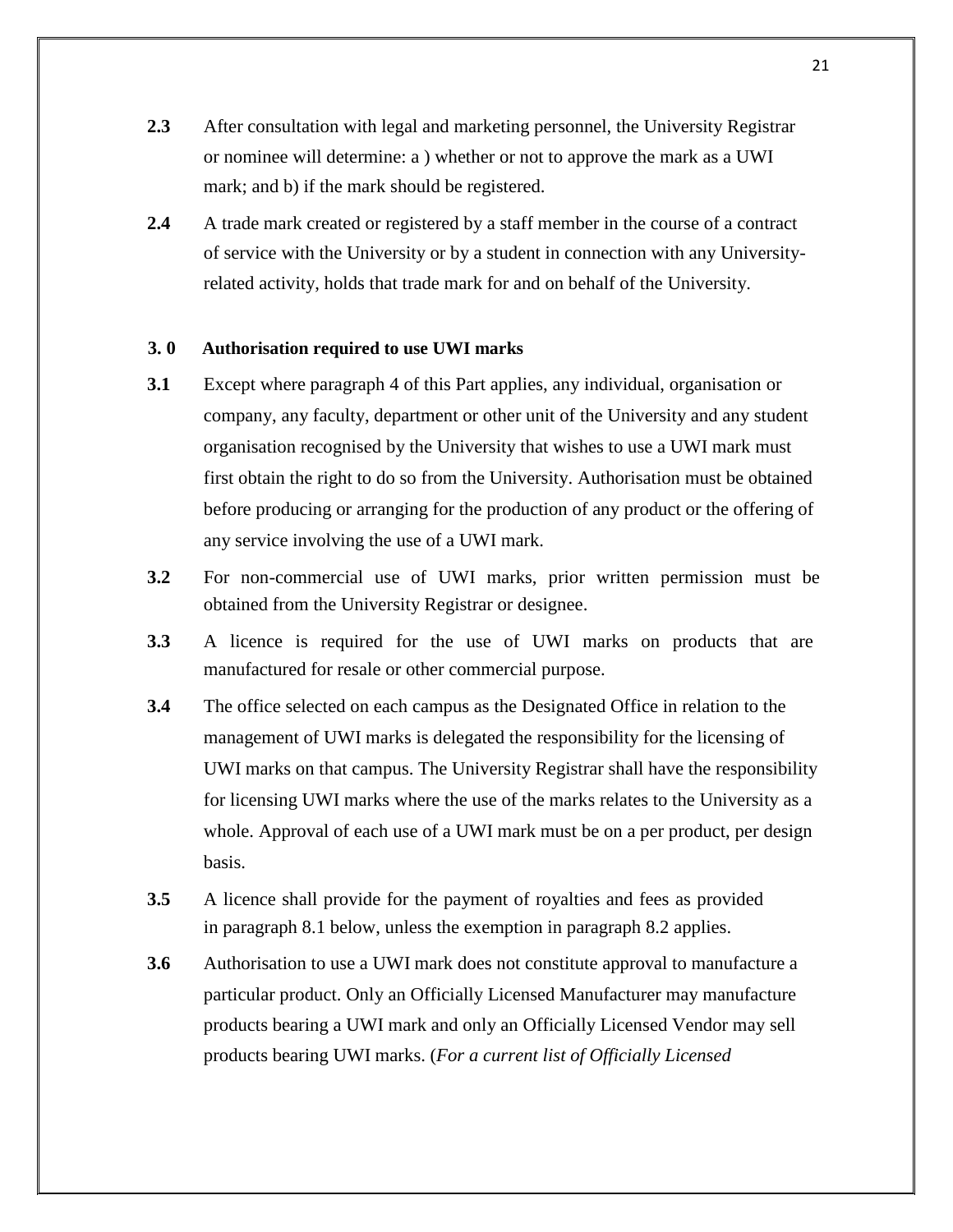**2.3** After consultation with legal and marketing personnel, the University Registrar or nominee will determine: a ) whether or not to approve the mark as a UWI mark; and b) if the mark should be registered.

**2.4** A trade mark created or registered by a staff member in the course of a contract of service with the University or by a student in connection with any University-related activity, holds that trade mark for and on behalf of the University.

### 3. 0 Authorisation required to use UWI marks

**3.1** Except where paragraph 4 of this Part applies, any individual, organisation or company, any faculty, department or other unit of the University and any student organisation recognised by the University that wishes to use a UWI mark must first obtain the right to do so from the University. Authorisation must be obtained before producing or arranging for the production of any product or the offering of any service involving the use of a UWI mark.

**3.2** For non-commercial use of UWI marks, prior written permission must be obtained from the University Registrar or designee.

**3.3** A licence is required for the use of UWI marks on products that are manufactured for resale or other commercial purpose.

**3.4** The office selected on each campus as the Designated Office in relation to the management of UWI marks is delegated the responsibility for the licensing of UWI marks on that campus. The University Registrar shall have the responsibility for licensing UWI marks where the use of the marks relates to the University as a whole. Approval of each use of a UWI mark must be on a per product, per design basis.

**3.5** A licence shall provide for the payment of royalties and fees as provided in paragraph 8.1 below, unless the exemption in paragraph 8.2 applies.

**3.6** Authorisation to use a UWI mark does not constitute approval to manufacture a particular product. Only an Officially Licensed Manufacturer may manufacture products bearing a UWI mark and only an Officially Licensed Vendor may sell products bearing UWI marks. (*For a current list of Officially Licensed*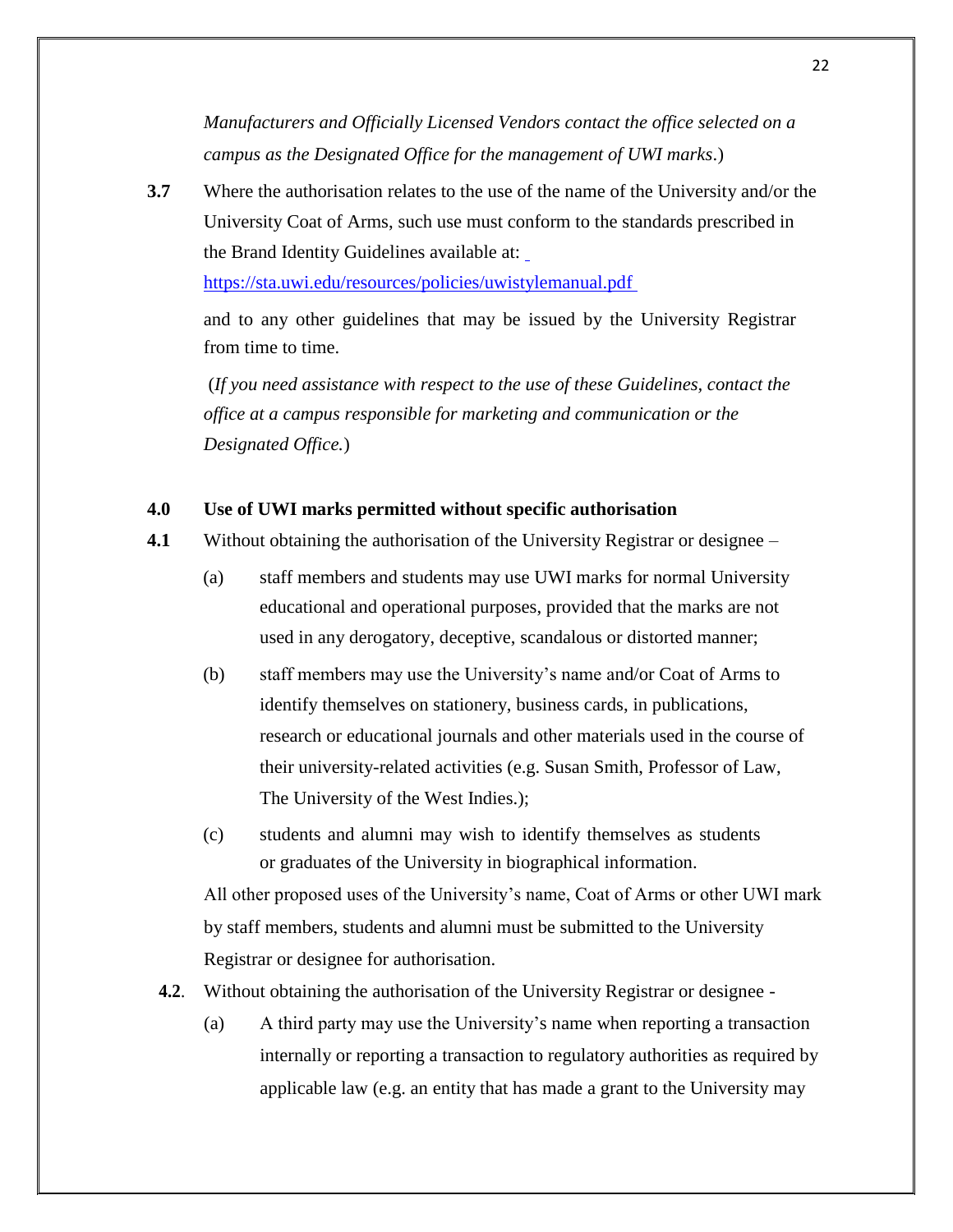*Manufacturers and Officially Licensed Vendors contact the office selected on a campus as the Designated Office for the management of UWI marks*.)

**3.7** Where the authorisation relates to the use of the name of the University and/or the University Coat of Arms, such use must conform to the standards prescribed in the Brand Identity Guidelines available at: https://sta.uwi.edu/resources/policies/uwistylemanual.pdf

and to any other guidelines that may be issued by the University Registrar from time to time.

(*If you need assistance with respect to the use of these Guidelines, contact the office at a campus responsible for marketing and communication or the Designated Office.*)

## 4.0 Use of UWI marks permitted without specific authorisation

**4.1** Without obtaining the authorisation of the University Registrar or designee –

(a) staff members and students may use UWI marks for normal University educational and operational purposes, provided that the marks are not used in any derogatory, deceptive, scandalous or distorted manner;

(b) staff members may use the University's name and/or Coat of Arms to identify themselves on stationery, business cards, in publications, research or educational journals and other materials used in the course of their university-related activities (e.g. Susan Smith, Professor of Law, The University of the West Indies.);

(c) students and alumni may wish to identify themselves as students or graduates of the University in biographical information.

All other proposed uses of the University's name, Coat of Arms or other UWI mark by staff members, students and alumni must be submitted to the University Registrar or designee for authorisation.

**4.2**. Without obtaining the authorisation of the University Registrar or designee -

(a) A third party may use the University's name when reporting a transaction internally or reporting a transaction to regulatory authorities as required by applicable law (e.g. an entity that has made a grant to the University may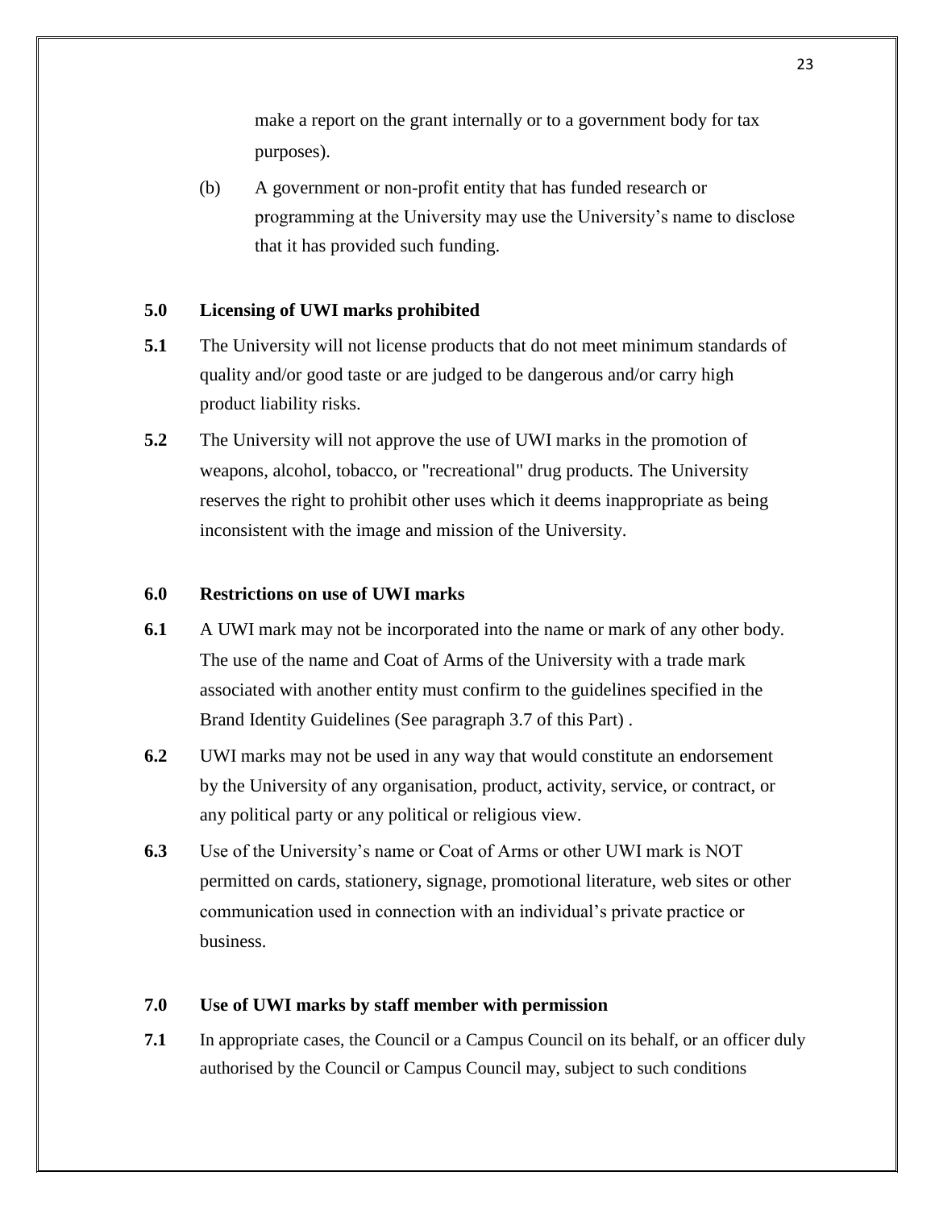make a report on the grant internally or to a government body for tax purposes).

(b) A government or non-profit entity that has funded research or programming at the University may use the University's name to disclose that it has provided such funding.

**5.0 Licensing of UWI marks prohibited**

**5.1** The University will not license products that do not meet minimum standards of quality and/or good taste or are judged to be dangerous and/or carry high product liability risks.

**5.2** The University will not approve the use of UWI marks in the promotion of weapons, alcohol, tobacco, or "recreational" drug products. The University reserves the right to prohibit other uses which it deems inappropriate as being inconsistent with the image and mission of the University.

**6.0 Restrictions on use of UWI marks**

**6.1** A UWI mark may not be incorporated into the name or mark of any other body. The use of the name and Coat of Arms of the University with a trade mark associated with another entity must confirm to the guidelines specified in the Brand Identity Guidelines (See paragraph 3.7 of this Part) .

**6.2** UWI marks may not be used in any way that would constitute an endorsement by the University of any organisation, product, activity, service, or contract, or any political party or any political or religious view.

**6.3** Use of the University's name or Coat of Arms or other UWI mark is NOT permitted on cards, stationery, signage, promotional literature, web sites or other communication used in connection with an individual's private practice or business.

**7.0 Use of UWI marks by staff member with permission**

**7.1** In appropriate cases, the Council or a Campus Council on its behalf, or an officer duly authorised by the Council or Campus Council may, subject to such conditions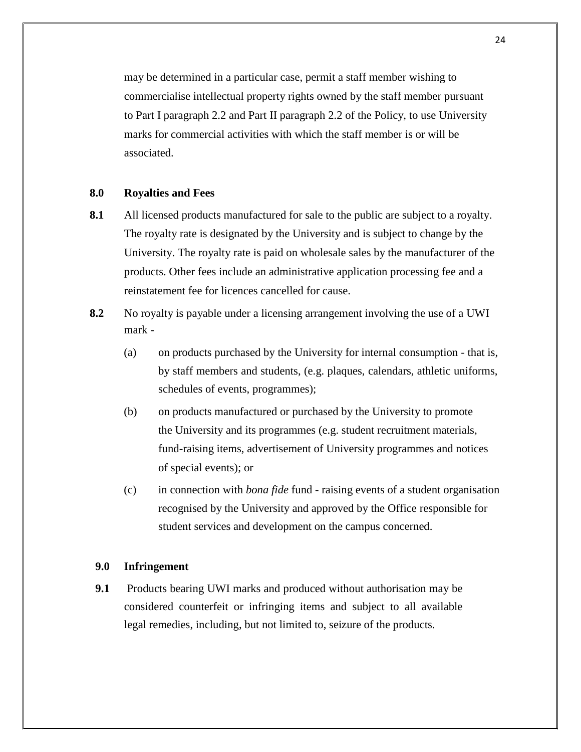may be determined in a particular case, permit a staff member wishing to commercialise intellectual property rights owned by the staff member pursuant to Part I paragraph 2.2 and Part II paragraph 2.2 of the Policy, to use University marks for commercial activities with which the staff member is or will be associated.

**8.0 Royalties and Fees**

**8.1** All licensed products manufactured for sale to the public are subject to a royalty. The royalty rate is designated by the University and is subject to change by the University. The royalty rate is paid on wholesale sales by the manufacturer of the products. Other fees include an administrative application processing fee and a reinstatement fee for licences cancelled for cause.

**8.2** No royalty is payable under a licensing arrangement involving the use of a UWI mark -

(a) on products purchased by the University for internal consumption - that is, by staff members and students, (e.g. plaques, calendars, athletic uniforms, schedules of events, programmes);

(b) on products manufactured or purchased by the University to promote the University and its programmes (e.g. student recruitment materials, fund-raising items, advertisement of University programmes and notices of special events); or

(c) in connection with *bona fide* fund - raising events of a student organisation recognised by the University and approved by the Office responsible for student services and development on the campus concerned.

**9.0 Infringement**

**9.1** Products bearing UWI marks and produced without authorisation may be considered counterfeit or infringing items and subject to all available legal remedies, including, but not limited to, seizure of the products.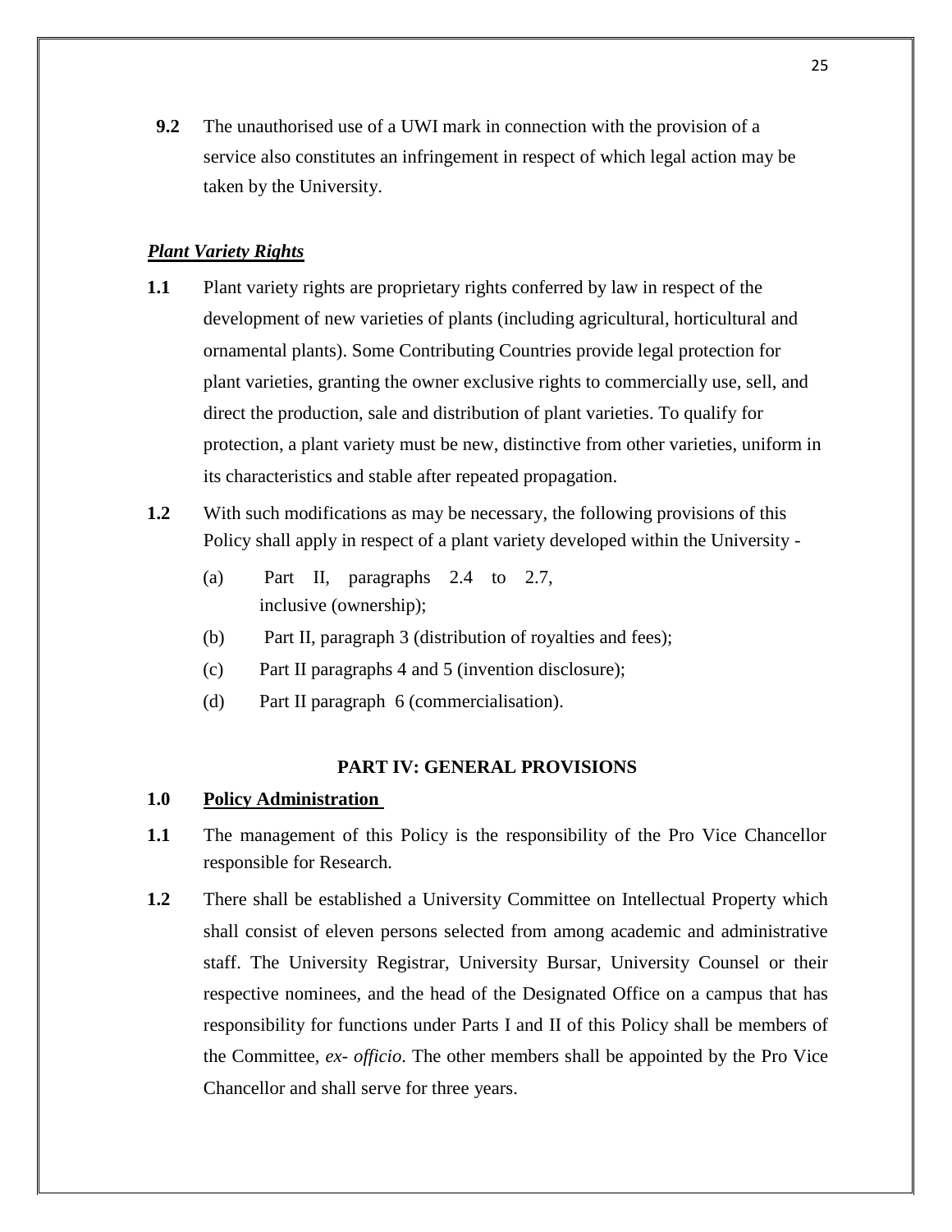**9.2** The unauthorised use of a UWI mark in connection with the provision of a service also constitutes an infringement in respect of which legal action may be taken by the University.

***Plant Variety Rights***

**1.1** Plant variety rights are proprietary rights conferred by law in respect of the development of new varieties of plants (including agricultural, horticultural and ornamental plants). Some Contributing Countries provide legal protection for plant varieties, granting the owner exclusive rights to commercially use, sell, and direct the production, sale and distribution of plant varieties. To qualify for protection, a plant variety must be new, distinctive from other varieties, uniform in its characteristics and stable after repeated propagation.

**1.2** With such modifications as may be necessary, the following provisions of this Policy shall apply in respect of a plant variety developed within the University -

(a) Part II, paragraphs 2.4 to 2.7, inclusive (ownership);

(b) Part II, paragraph 3 (distribution of royalties and fees);

(c) Part II paragraphs 4 and 5 (invention disclosure);

(d) Part II paragraph 6 (commercialisation).

## PART IV: GENERAL PROVISIONS

**1.0** **Policy Administration**

**1.1** The management of this Policy is the responsibility of the Pro Vice Chancellor responsible for Research.

**1.2** There shall be established a University Committee on Intellectual Property which shall consist of eleven persons selected from among academic and administrative staff. The University Registrar, University Bursar, University Counsel or their respective nominees, and the head of the Designated Office on a campus that has responsibility for functions under Parts I and II of this Policy shall be members of the Committee, *ex- officio*. The other members shall be appointed by the Pro Vice Chancellor and shall serve for three years.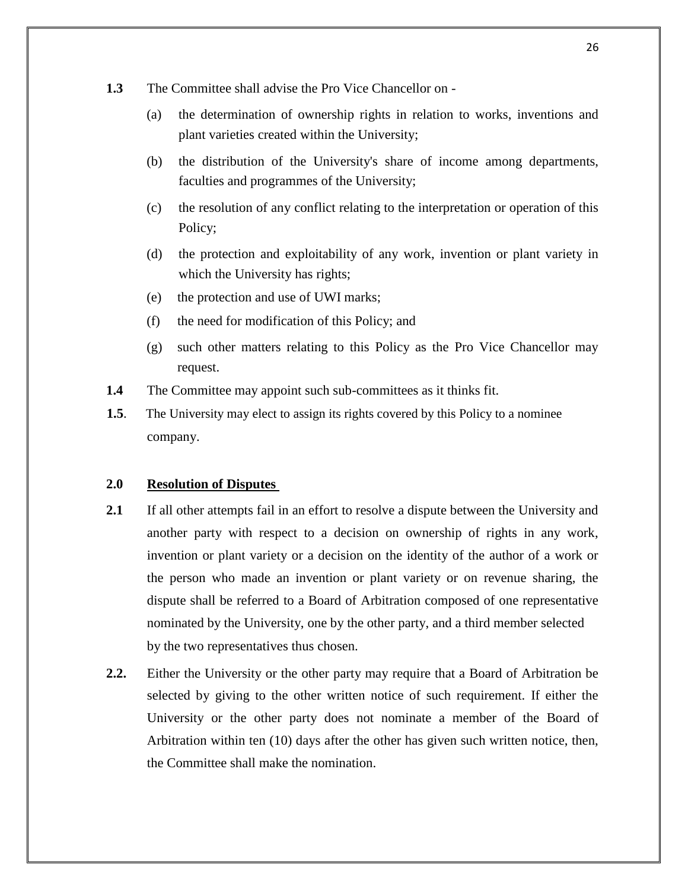**1.3** The Committee shall advise the Pro Vice Chancellor on -

(a) the determination of ownership rights in relation to works, inventions and plant varieties created within the University;

(b) the distribution of the University's share of income among departments, faculties and programmes of the University;

(c) the resolution of any conflict relating to the interpretation or operation of this Policy;

(d) the protection and exploitability of any work, invention or plant variety in which the University has rights;

(e) the protection and use of UWI marks;

(f) the need for modification of this Policy; and

(g) such other matters relating to this Policy as the Pro Vice Chancellor may request.

**1.4** The Committee may appoint such sub-committees as it thinks fit.

**1.5**. The University may elect to assign its rights covered by this Policy to a nominee company.

**2.0** **Resolution of Disputes**

**2.1** If all other attempts fail in an effort to resolve a dispute between the University and another party with respect to a decision on ownership of rights in any work, invention or plant variety or a decision on the identity of the author of a work or the person who made an invention or plant variety or on revenue sharing, the dispute shall be referred to a Board of Arbitration composed of one representative nominated by the University, one by the other party, and a third member selected by the two representatives thus chosen.

**2.2.** Either the University or the other party may require that a Board of Arbitration be selected by giving to the other written notice of such requirement. If either the University or the other party does not nominate a member of the Board of Arbitration within ten (10) days after the other has given such written notice, then, the Committee shall make the nomination.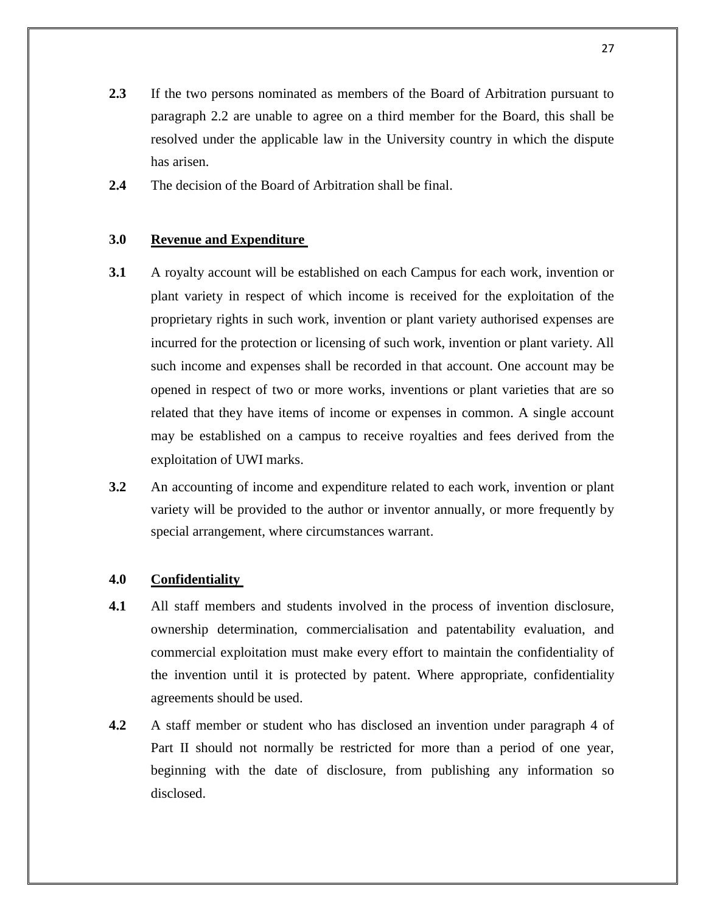**2.3** If the two persons nominated as members of the Board of Arbitration pursuant to paragraph 2.2 are unable to agree on a third member for the Board, this shall be resolved under the applicable law in the University country in which the dispute has arisen.

**2.4** The decision of the Board of Arbitration shall be final.

### 3.0 Revenue and Expenditure

**3.1** A royalty account will be established on each Campus for each work, invention or plant variety in respect of which income is received for the exploitation of the proprietary rights in such work, invention or plant variety authorised expenses are incurred for the protection or licensing of such work, invention or plant variety. All such income and expenses shall be recorded in that account. One account may be opened in respect of two or more works, inventions or plant varieties that are so related that they have items of income or expenses in common. A single account may be established on a campus to receive royalties and fees derived from the exploitation of UWI marks.

**3.2** An accounting of income and expenditure related to each work, invention or plant variety will be provided to the author or inventor annually, or more frequently by special arrangement, where circumstances warrant.

### 4.0 Confidentiality

**4.1** All staff members and students involved in the process of invention disclosure, ownership determination, commercialisation and patentability evaluation, and commercial exploitation must make every effort to maintain the confidentiality of the invention until it is protected by patent. Where appropriate, confidentiality agreements should be used.

**4.2** A staff member or student who has disclosed an invention under paragraph 4 of Part II should not normally be restricted for more than a period of one year, beginning with the date of disclosure, from publishing any information so disclosed.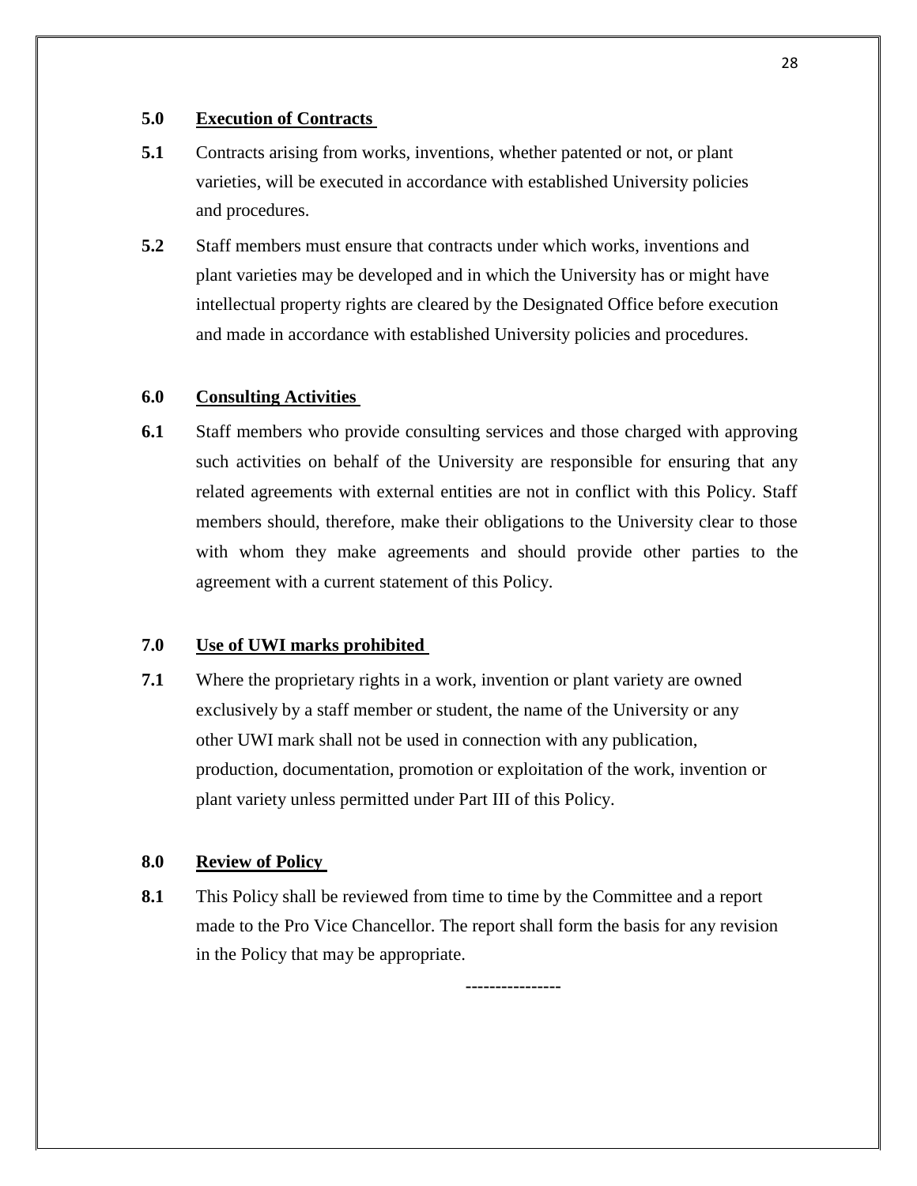**5.0 Execution of Contracts**

**5.1** Contracts arising from works, inventions, whether patented or not, or plant varieties, will be executed in accordance with established University policies and procedures.

**5.2** Staff members must ensure that contracts under which works, inventions and plant varieties may be developed and in which the University has or might have intellectual property rights are cleared by the Designated Office before execution and made in accordance with established University policies and procedures.

**6.0 Consulting Activities**

**6.1** Staff members who provide consulting services and those charged with approving such activities on behalf of the University are responsible for ensuring that any related agreements with external entities are not in conflict with this Policy. Staff members should, therefore, make their obligations to the University clear to those with whom they make agreements and should provide other parties to the agreement with a current statement of this Policy.

**7.0 Use of UWI marks prohibited**

**7.1** Where the proprietary rights in a work, invention or plant variety are owned exclusively by a staff member or student, the name of the University or any other UWI mark shall not be used in connection with any publication, production, documentation, promotion or exploitation of the work, invention or plant variety unless permitted under Part III of this Policy.

**8.0 Review of Policy**

**8.1** This Policy shall be reviewed from time to time by the Committee and a report made to the Pro Vice Chancellor. The report shall form the basis for any revision in the Policy that may be appropriate.

----------------